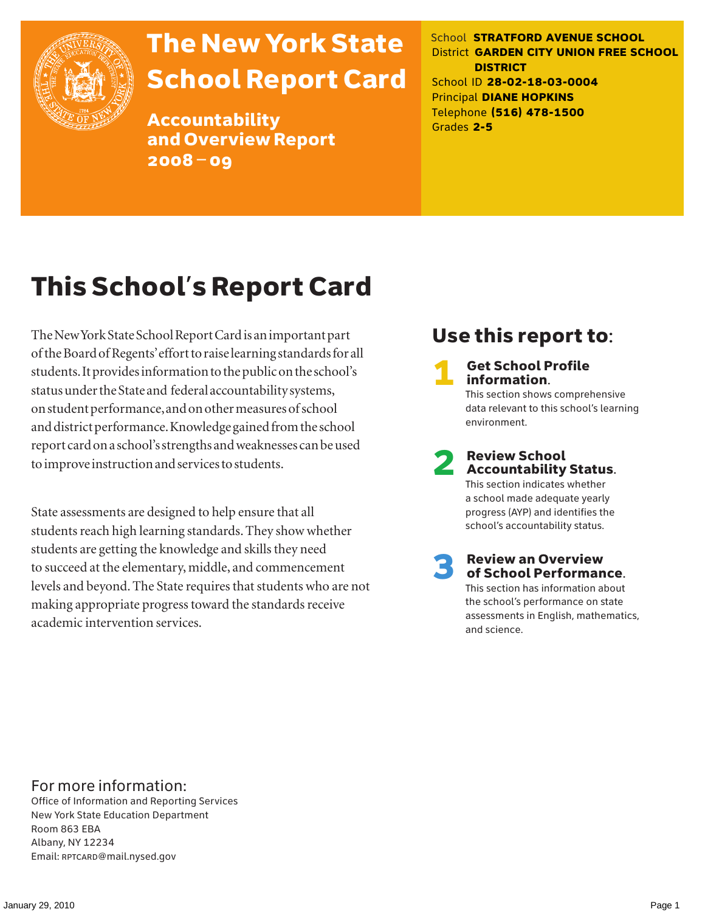# The New York State School Report Card

## Accountability and Overview Report 2008 – 09

School **STRATFORD AVENUE SCHOOL**
District **GARDEN CITY UNION FREE SCHOOL DISTRICT**
School ID **28-02-18-03-0004**
Principal **DIANE HOPKINS**
Telephone **(516) 478-1500**
Grades **2-5**

# This School's Report Card

The New York State School Report Card is an important part of the Board of Regents' effort to raise learning standards for all students. It provides information to the public on the school's status under the State and federal accountability systems, on student performance, and on other measures of school and district performance. Knowledge gained from the school report card on a school's strengths and weaknesses can be used to improve instruction and services to students.

State assessments are designed to help ensure that all students reach high learning standards. They show whether students are getting the knowledge and skills they need to succeed at the elementary, middle, and commencement levels and beyond. The State requires that students who are not making appropriate progress toward the standards receive academic intervention services.

## Use this report to:

**1 Get School Profile information.**
This section shows comprehensive data relevant to this school's learning environment.

**2 Review School Accountability Status.**
This section indicates whether a school made adequate yearly progress (AYP) and identifies the school's accountability status.

**3 Review an Overview of School Performance.**
This section has information about the school's performance on state assessments in English, mathematics, and science.

For more information:
Office of Information and Reporting Services
New York State Education Department
Room 863 EBA
Albany, NY 12234
Email: RPTCARD@mail.nysed.gov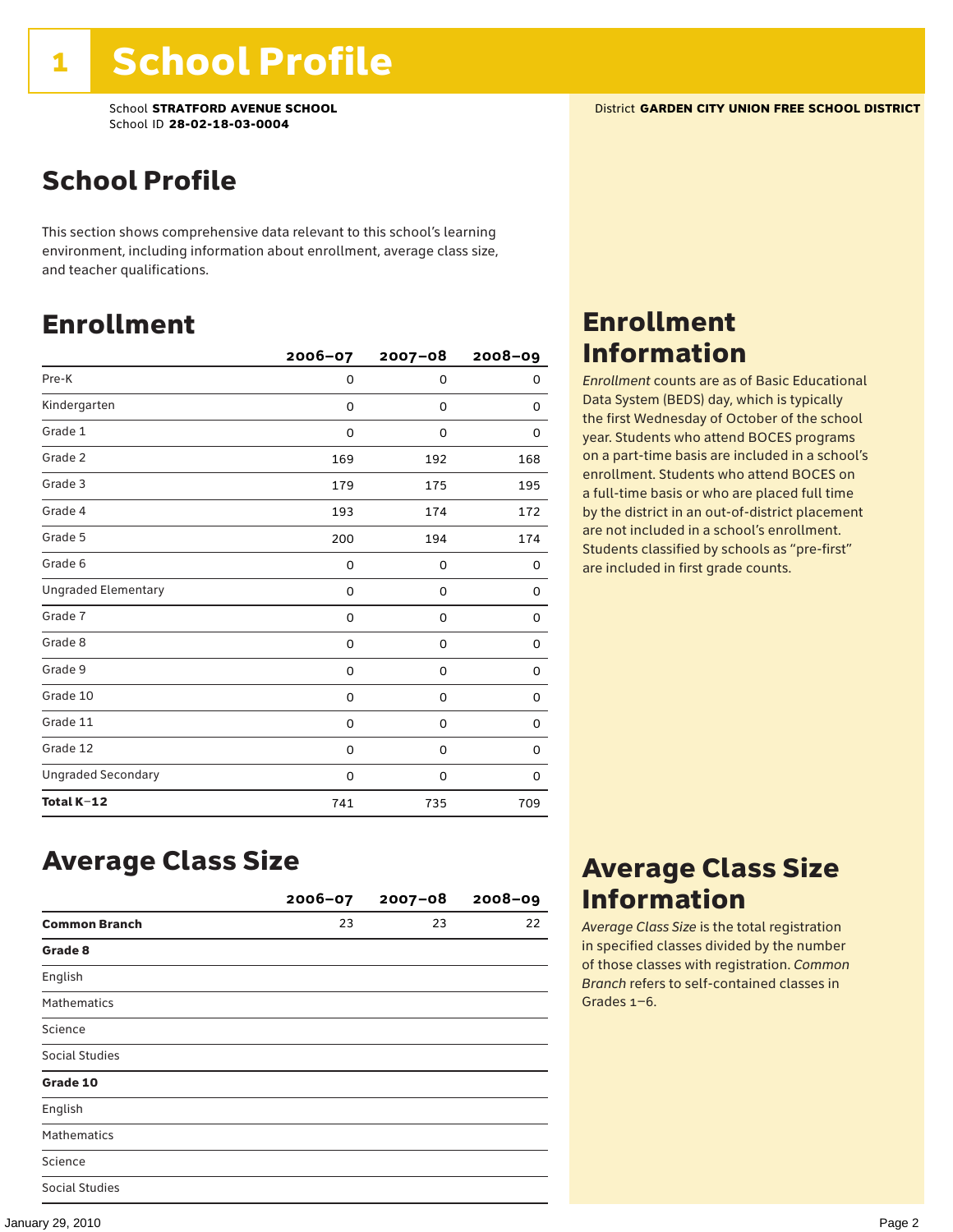# 1 School Profile

School **STRATFORD AVENUE SCHOOL**
School ID **28-02-18-03-0004**

District **GARDEN CITY UNION FREE SCHOOL DISTRICT**

## School Profile

This section shows comprehensive data relevant to this school's learning environment, including information about enrollment, average class size, and teacher qualifications.

## Enrollment

| | 2006–07 | 2007–08 | 2008–09 |
|---|---|---|---|
| Pre-K | 0 | 0 | 0 |
| Kindergarten | 0 | 0 | 0 |
| Grade 1 | 0 | 0 | 0 |
| Grade 2 | 169 | 192 | 168 |
| Grade 3 | 179 | 175 | 195 |
| Grade 4 | 193 | 174 | 172 |
| Grade 5 | 200 | 194 | 174 |
| Grade 6 | 0 | 0 | 0 |
| Ungraded Elementary | 0 | 0 | 0 |
| Grade 7 | 0 | 0 | 0 |
| Grade 8 | 0 | 0 | 0 |
| Grade 9 | 0 | 0 | 0 |
| Grade 10 | 0 | 0 | 0 |
| Grade 11 | 0 | 0 | 0 |
| Grade 12 | 0 | 0 | 0 |
| Ungraded Secondary | 0 | 0 | 0 |
| **Total K–12** | 741 | 735 | 709 |

## Enrollment Information

*Enrollment* counts are as of Basic Educational Data System (BEDS) day, which is typically the first Wednesday of October of the school year. Students who attend BOCES programs on a part-time basis are included in a school's enrollment. Students who attend BOCES on a full-time basis or who are placed full time by the district in an out-of-district placement are not included in a school's enrollment. Students classified by schools as "pre-first" are included in first grade counts.

## Average Class Size

| | 2006–07 | 2007–08 | 2008–09 |
|---|---|---|---|
| **Common Branch** | 23 | 23 | 22 |
| **Grade 8** | | | |
| English | | | |
| Mathematics | | | |
| Science | | | |
| Social Studies | | | |
| **Grade 10** | | | |
| English | | | |
| Mathematics | | | |
| Science | | | |
| Social Studies | | | |

## Average Class Size Information

*Average Class Size* is the total registration in specified classes divided by the number of those classes with registration. *Common Branch* refers to self-contained classes in Grades 1–6.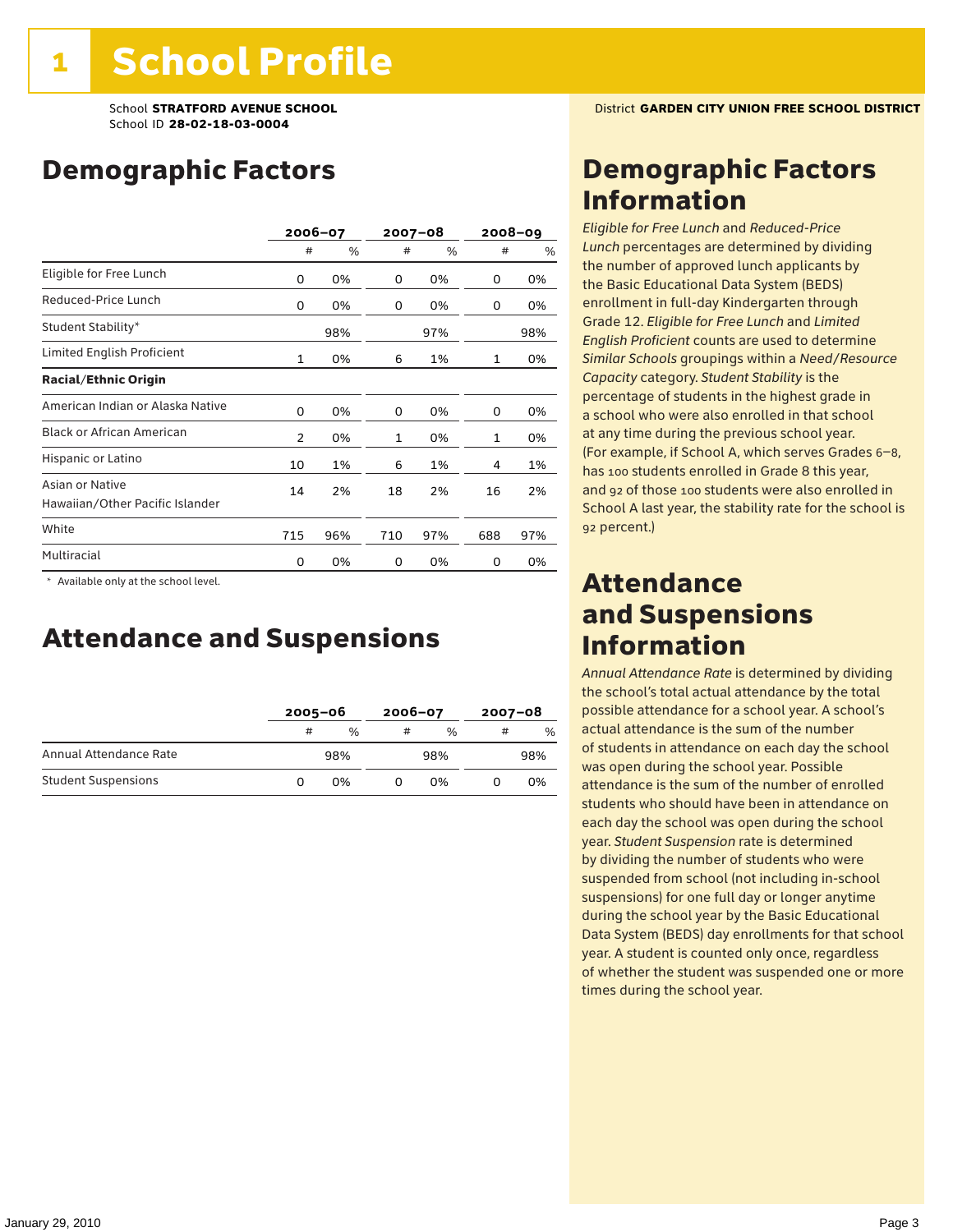# 1 School Profile

School **STRATFORD AVENUE SCHOOL**
School ID **28-02-18-03-0004**

District **GARDEN CITY UNION FREE SCHOOL DISTRICT**

## Demographic Factors

| | 2006–07 | | 2007–08 | | 2008–09 | |
|---|---|---|---|---|---|---|
| | # | % | # | % | # | % |
| Eligible for Free Lunch | 0 | 0% | 0 | 0% | 0 | 0% |
| Reduced-Price Lunch | 0 | 0% | 0 | 0% | 0 | 0% |
| Student Stability* | | 98% | | 97% | | 98% |
| Limited English Proficient | 1 | 0% | 6 | 1% | 1 | 0% |
| **Racial/Ethnic Origin** | | | | | | |
| American Indian or Alaska Native | 0 | 0% | 0 | 0% | 0 | 0% |
| Black or African American | 2 | 0% | 1 | 0% | 1 | 0% |
| Hispanic or Latino | 10 | 1% | 6 | 1% | 4 | 1% |
| Asian or Native Hawaiian/Other Pacific Islander | 14 | 2% | 18 | 2% | 16 | 2% |
| White | 715 | 96% | 710 | 97% | 688 | 97% |
| Multiracial | 0 | 0% | 0 | 0% | 0 | 0% |

\* Available only at the school level.

## Attendance and Suspensions

| | 2005–06 | | 2006–07 | | 2007–08 | |
|---|---|---|---|---|---|---|
| | # | % | # | % | # | % |
| Annual Attendance Rate | | 98% | | 98% | | 98% |
| Student Suspensions | 0 | 0% | 0 | 0% | 0 | 0% |

## Demographic Factors Information

*Eligible for Free Lunch* and *Reduced-Price Lunch* percentages are determined by dividing the number of approved lunch applicants by the Basic Educational Data System (BEDS) enrollment in full-day Kindergarten through Grade 12. *Eligible for Free Lunch* and *Limited English Proficient* counts are used to determine *Similar Schools* groupings within a *Need/Resource Capacity* category. *Student Stability* is the percentage of students in the highest grade in a school who were also enrolled in that school at any time during the previous school year. (For example, if School A, which serves Grades 6–8, has 100 students enrolled in Grade 8 this year, and 92 of those 100 students were also enrolled in School A last year, the stability rate for the school is 92 percent.)

## Attendance and Suspensions Information

*Annual Attendance Rate* is determined by dividing the school's total actual attendance by the total possible attendance for a school year. A school's actual attendance is the sum of the number of students in attendance on each day the school was open during the school year. Possible attendance is the sum of the number of enrolled students who should have been in attendance on each day the school was open during the school year. *Student Suspension* rate is determined by dividing the number of students who were suspended from school (not including in-school suspensions) for one full day or longer anytime during the school year by the Basic Educational Data System (BEDS) day enrollments for that school year. A student is counted only once, regardless of whether the student was suspended one or more times during the school year.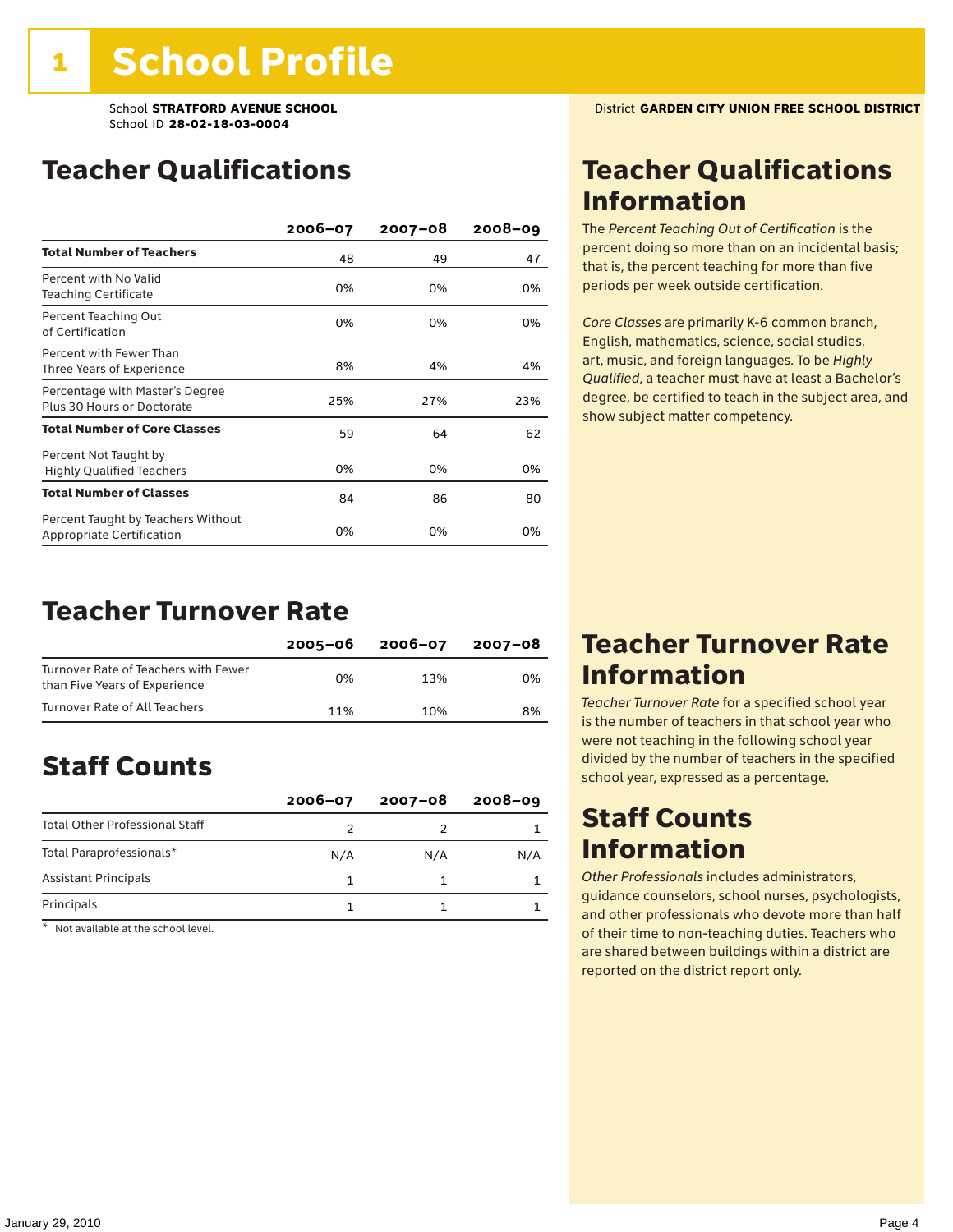# 1 School Profile

School **STRATFORD AVENUE SCHOOL**
School ID **28-02-18-03-0004**

District **GARDEN CITY UNION FREE SCHOOL DISTRICT**

## Teacher Qualifications

| | 2006–07 | 2007–08 | 2008–09 |
|---|---|---|---|
| **Total Number of Teachers** | 48 | 49 | 47 |
| Percent with No Valid Teaching Certificate | 0% | 0% | 0% |
| Percent Teaching Out of Certification | 0% | 0% | 0% |
| Percent with Fewer Than Three Years of Experience | 8% | 4% | 4% |
| Percentage with Master's Degree Plus 30 Hours or Doctorate | 25% | 27% | 23% |
| **Total Number of Core Classes** | 59 | 64 | 62 |
| Percent Not Taught by Highly Qualified Teachers | 0% | 0% | 0% |
| **Total Number of Classes** | 84 | 86 | 80 |
| Percent Taught by Teachers Without Appropriate Certification | 0% | 0% | 0% |

## Teacher Qualifications Information

The *Percent Teaching Out of Certification* is the percent doing so more than on an incidental basis; that is, the percent teaching for more than five periods per week outside certification.

*Core Classes* are primarily K-6 common branch, English, mathematics, science, social studies, art, music, and foreign languages. To be *Highly Qualified*, a teacher must have at least a Bachelor's degree, be certified to teach in the subject area, and show subject matter competency.

## Teacher Turnover Rate

| | 2005–06 | 2006–07 | 2007–08 |
|---|---|---|---|
| Turnover Rate of Teachers with Fewer than Five Years of Experience | 0% | 13% | 0% |
| Turnover Rate of All Teachers | 11% | 10% | 8% |

## Teacher Turnover Rate Information

*Teacher Turnover Rate* for a specified school year is the number of teachers in that school year who were not teaching in the following school year divided by the number of teachers in the specified school year, expressed as a percentage.

## Staff Counts

| | 2006–07 | 2007–08 | 2008–09 |
|---|---|---|---|
| Total Other Professional Staff | 2 | 2 | 1 |
| Total Paraprofessionals* | N/A | N/A | N/A |
| Assistant Principals | 1 | 1 | 1 |
| Principals | 1 | 1 | 1 |

\* Not available at the school level.

## Staff Counts Information

*Other Professionals* includes administrators, guidance counselors, school nurses, psychologists, and other professionals who devote more than half of their time to non-teaching duties. Teachers who are shared between buildings within a district are reported on the district report only.

January 29, 2010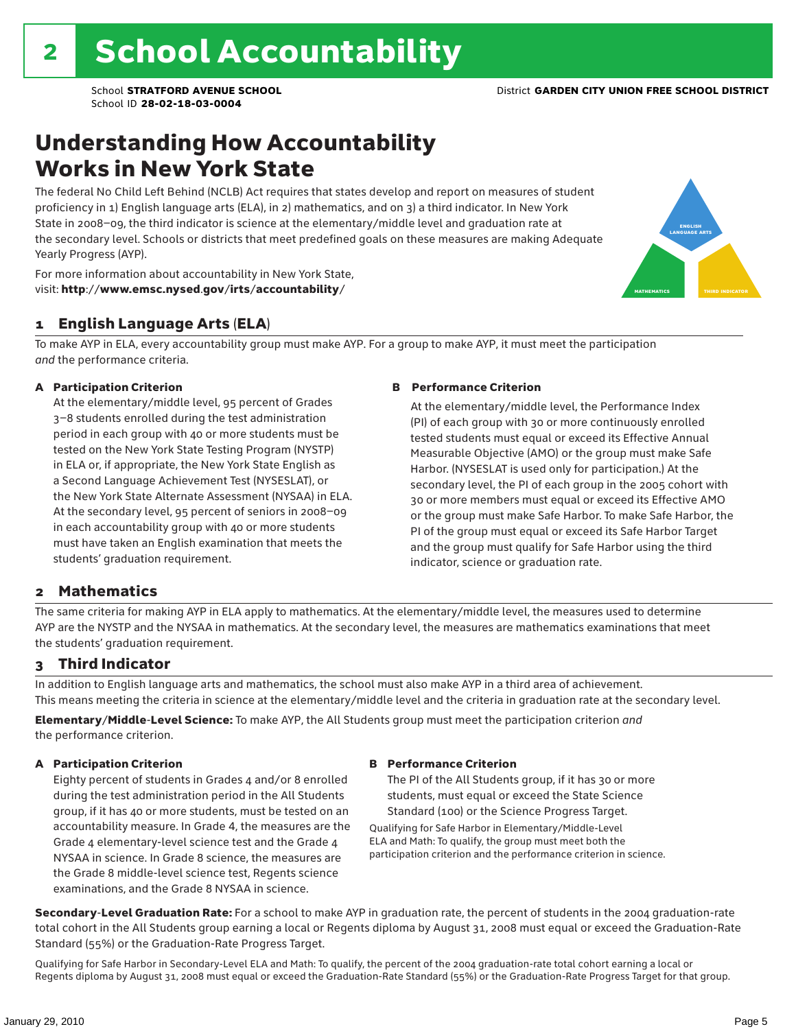# 2 School Accountability

School **STRATFORD AVENUE SCHOOL**
School ID **28-02-18-03-0004**

District **GARDEN CITY UNION FREE SCHOOL DISTRICT**

## Understanding How Accountability Works in New York State

The federal No Child Left Behind (NCLB) Act requires that states develop and report on measures of student proficiency in 1) English language arts (ELA), in 2) mathematics, and on 3) a third indicator. In New York State in 2008–09, the third indicator is science at the elementary/middle level and graduation rate at the secondary level. Schools or districts that meet predefined goals on these measures are making Adequate Yearly Progress (AYP).

For more information about accountability in New York State, visit: **http://www.emsc.nysed.gov/irts/accountability/**

ENGLISH LANGUAGE ARTS

MATHEMATICS

THIRD INDICATOR

### 1 English Language Arts (ELA)

To make AYP in ELA, every accountability group must make AYP. For a group to make AYP, it must meet the participation *and* the performance criteria.

**A Participation Criterion**

At the elementary/middle level, 95 percent of Grades 3–8 students enrolled during the test administration period in each group with 40 or more students must be tested on the New York State Testing Program (NYSTP) in ELA or, if appropriate, the New York State English as a Second Language Achievement Test (NYSESLAT), or the New York State Alternate Assessment (NYSAA) in ELA. At the secondary level, 95 percent of seniors in 2008–09 in each accountability group with 40 or more students must have taken an English examination that meets the students' graduation requirement.

**B Performance Criterion**

At the elementary/middle level, the Performance Index (PI) of each group with 30 or more continuously enrolled tested students must equal or exceed its Effective Annual Measurable Objective (AMO) or the group must make Safe Harbor. (NYSESLAT is used only for participation.) At the secondary level, the PI of each group in the 2005 cohort with 30 or more members must equal or exceed its Effective AMO or the group must make Safe Harbor. To make Safe Harbor, the PI of the group must equal or exceed its Safe Harbor Target and the group must qualify for Safe Harbor using the third indicator, science or graduation rate.

### 2 Mathematics

The same criteria for making AYP in ELA apply to mathematics. At the elementary/middle level, the measures used to determine AYP are the NYSTP and the NYSAA in mathematics. At the secondary level, the measures are mathematics examinations that meet the students' graduation requirement.

### 3 Third Indicator

In addition to English language arts and mathematics, the school must also make AYP in a third area of achievement. This means meeting the criteria in science at the elementary/middle level and the criteria in graduation rate at the secondary level.

**Elementary/Middle-Level Science:** To make AYP, the All Students group must meet the participation criterion *and* the performance criterion.

**A Participation Criterion**

Eighty percent of students in Grades 4 and/or 8 enrolled during the test administration period in the All Students group, if it has 40 or more students, must be tested on an accountability measure. In Grade 4, the measures are the Grade 4 elementary-level science test and the Grade 4 NYSAA in science. In Grade 8 science, the measures are the Grade 8 middle-level science test, Regents science examinations, and the Grade 8 NYSAA in science.

**B Performance Criterion**

The PI of the All Students group, if it has 30 or more students, must equal or exceed the State Science Standard (100) or the Science Progress Target.

Qualifying for Safe Harbor in Elementary/Middle-Level ELA and Math: To qualify, the group must meet both the participation criterion and the performance criterion in science.

**Secondary-Level Graduation Rate:** For a school to make AYP in graduation rate, the percent of students in the 2004 graduation-rate total cohort in the All Students group earning a local or Regents diploma by August 31, 2008 must equal or exceed the Graduation-Rate Standard (55%) or the Graduation-Rate Progress Target.

Qualifying for Safe Harbor in Secondary-Level ELA and Math: To qualify, the percent of the 2004 graduation-rate total cohort earning a local or Regents diploma by August 31, 2008 must equal or exceed the Graduation-Rate Standard (55%) or the Graduation-Rate Progress Target for that group.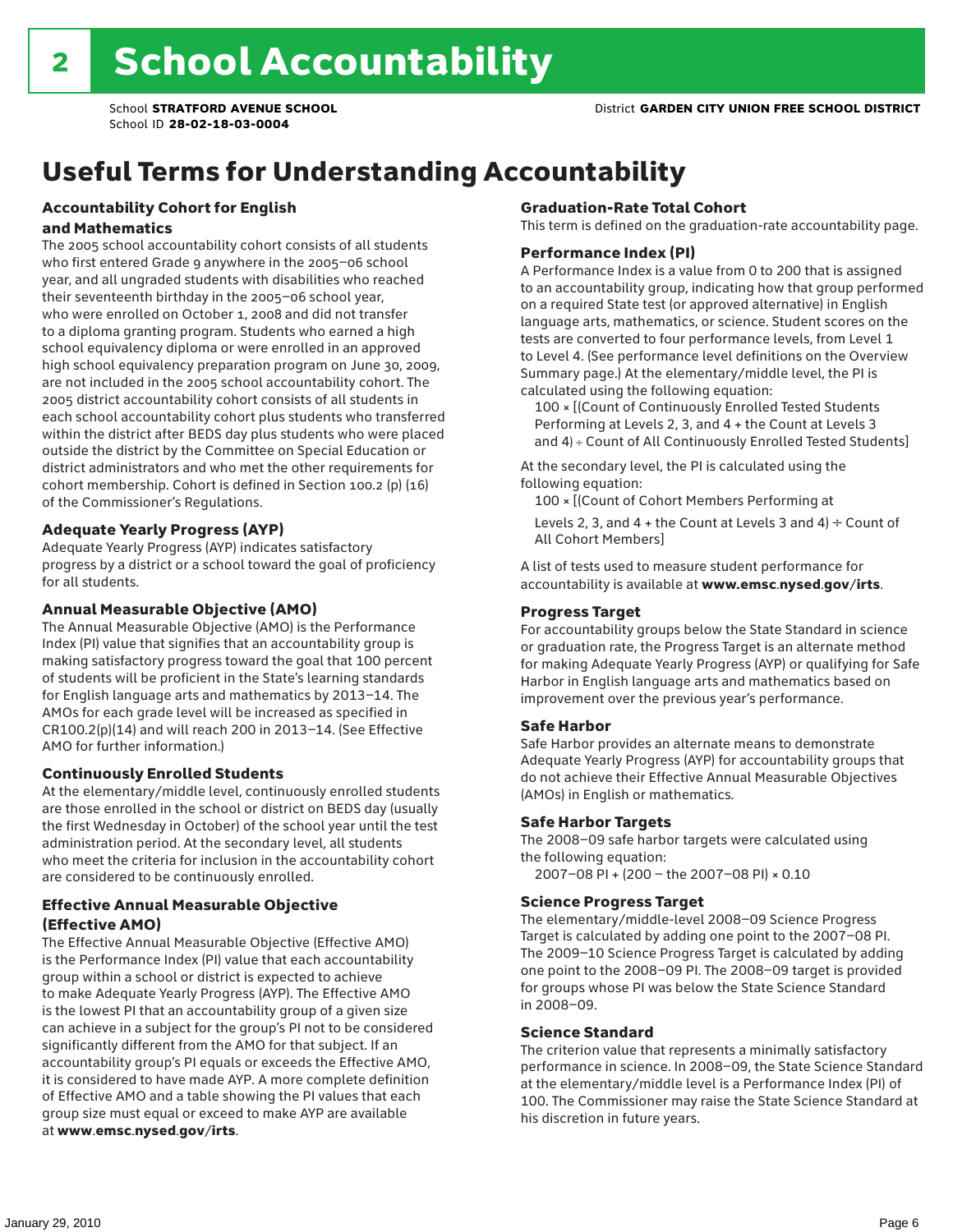# 2 School Accountability

School **STRATFORD AVENUE SCHOOL**
School ID **28-02-18-03-0004**
District **GARDEN CITY UNION FREE SCHOOL DISTRICT**

## Useful Terms for Understanding Accountability

### Accountability Cohort for English and Mathematics

The 2005 school accountability cohort consists of all students who first entered Grade 9 anywhere in the 2005–06 school year, and all ungraded students with disabilities who reached their seventeenth birthday in the 2005–06 school year, who were enrolled on October 1, 2008 and did not transfer to a diploma granting program. Students who earned a high school equivalency diploma or were enrolled in an approved high school equivalency preparation program on June 30, 2009, are not included in the 2005 school accountability cohort. The 2005 district accountability cohort consists of all students in each school accountability cohort plus students who transferred within the district after BEDS day plus students who were placed outside the district by the Committee on Special Education or district administrators and who met the other requirements for cohort membership. Cohort is defined in Section 100.2 (p) (16) of the Commissioner's Regulations.

### Adequate Yearly Progress (AYP)

Adequate Yearly Progress (AYP) indicates satisfactory progress by a district or a school toward the goal of proficiency for all students.

### Annual Measurable Objective (AMO)

The Annual Measurable Objective (AMO) is the Performance Index (PI) value that signifies that an accountability group is making satisfactory progress toward the goal that 100 percent of students will be proficient in the State's learning standards for English language arts and mathematics by 2013–14. The AMOs for each grade level will be increased as specified in CR100.2(p)(14) and will reach 200 in 2013–14. (See Effective AMO for further information.)

### Continuously Enrolled Students

At the elementary/middle level, continuously enrolled students are those enrolled in the school or district on BEDS day (usually the first Wednesday in October) of the school year until the test administration period. At the secondary level, all students who meet the criteria for inclusion in the accountability cohort are considered to be continuously enrolled.

### Effective Annual Measurable Objective (Effective AMO)

The Effective Annual Measurable Objective (Effective AMO) is the Performance Index (PI) value that each accountability group within a school or district is expected to achieve to make Adequate Yearly Progress (AYP). The Effective AMO is the lowest PI that an accountability group of a given size can achieve in a subject for the group's PI not to be considered significantly different from the AMO for that subject. If an accountability group's PI equals or exceeds the Effective AMO, it is considered to have made AYP. A more complete definition of Effective AMO and a table showing the PI values that each group size must equal or exceed to make AYP are available at **www.emsc.nysed.gov/irts**.

### Graduation-Rate Total Cohort

This term is defined on the graduation-rate accountability page.

### Performance Index (PI)

A Performance Index is a value from 0 to 200 that is assigned to an accountability group, indicating how that group performed on a required State test (or approved alternative) in English language arts, mathematics, or science. Student scores on the tests are converted to four performance levels, from Level 1 to Level 4. (See performance level definitions on the Overview Summary page.) At the elementary/middle level, the PI is calculated using the following equation:

100 × [(Count of Continuously Enrolled Tested Students Performing at Levels 2, 3, and 4 + the Count at Levels 3 and 4) ÷ Count of All Continuously Enrolled Tested Students]

At the secondary level, the PI is calculated using the following equation:

100 × [(Count of Cohort Members Performing at Levels 2, 3, and 4 + the Count at Levels 3 and 4) ÷ Count of All Cohort Members]

A list of tests used to measure student performance for accountability is available at **www.emsc.nysed.gov/irts**.

### Progress Target

For accountability groups below the State Standard in science or graduation rate, the Progress Target is an alternate method for making Adequate Yearly Progress (AYP) or qualifying for Safe Harbor in English language arts and mathematics based on improvement over the previous year's performance.

### Safe Harbor

Safe Harbor provides an alternate means to demonstrate Adequate Yearly Progress (AYP) for accountability groups that do not achieve their Effective Annual Measurable Objectives (AMOs) in English or mathematics.

### Safe Harbor Targets

The 2008–09 safe harbor targets were calculated using the following equation:

2007–08 PI + (200 – the 2007–08 PI) × 0.10

### Science Progress Target

The elementary/middle-level 2008–09 Science Progress Target is calculated by adding one point to the 2007–08 PI. The 2009–10 Science Progress Target is calculated by adding one point to the 2008–09 PI. The 2008–09 target is provided for groups whose PI was below the State Science Standard in 2008–09.

### Science Standard

The criterion value that represents a minimally satisfactory performance in science. In 2008–09, the State Science Standard at the elementary/middle level is a Performance Index (PI) of 100. The Commissioner may raise the State Science Standard at his discretion in future years.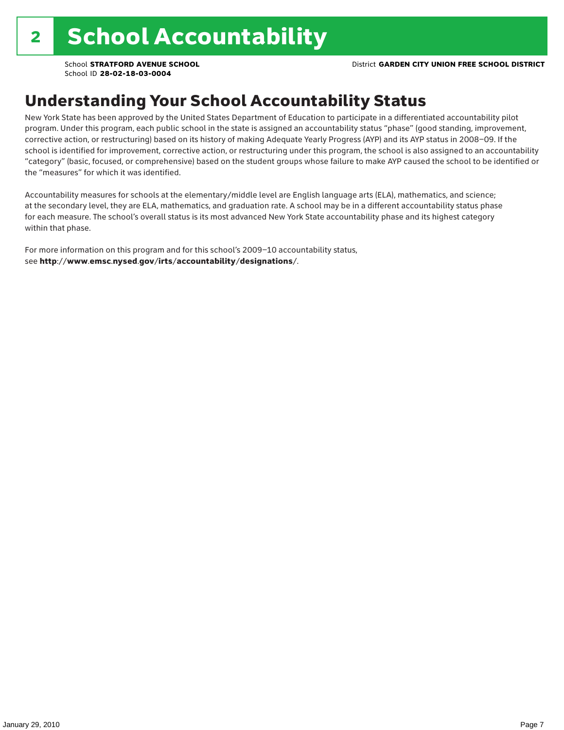# 2 School Accountability

School **STRATFORD AVENUE SCHOOL**
School ID **28-02-18-03-0004**

District **GARDEN CITY UNION FREE SCHOOL DISTRICT**

## Understanding Your School Accountability Status

New York State has been approved by the United States Department of Education to participate in a differentiated accountability pilot program. Under this program, each public school in the state is assigned an accountability status "phase" (good standing, improvement, corrective action, or restructuring) based on its history of making Adequate Yearly Progress (AYP) and its AYP status in 2008–09. If the school is identified for improvement, corrective action, or restructuring under this program, the school is also assigned to an accountability "category" (basic, focused, or comprehensive) based on the student groups whose failure to make AYP caused the school to be identified or the "measures" for which it was identified.

Accountability measures for schools at the elementary/middle level are English language arts (ELA), mathematics, and science; at the secondary level, they are ELA, mathematics, and graduation rate. A school may be in a different accountability status phase for each measure. The school's overall status is its most advanced New York State accountability phase and its highest category within that phase.

For more information on this program and for this school's 2009–10 accountability status, see **http://www.emsc.nysed.gov/irts/accountability/designations/**.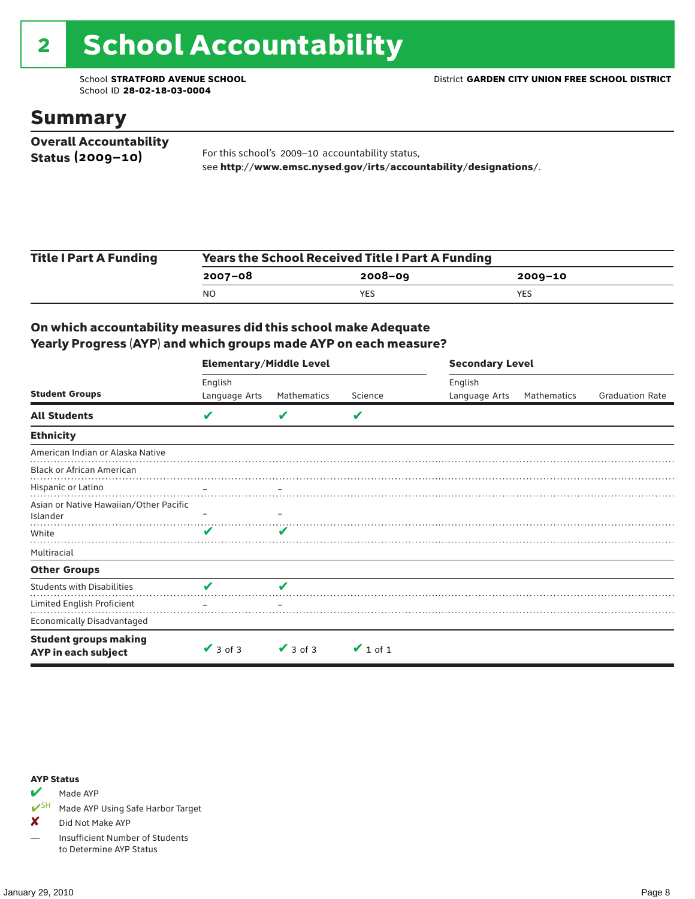# 2 School Accountability

School **STRATFORD AVENUE SCHOOL**
School ID **28-02-18-03-0004**

District **GARDEN CITY UNION FREE SCHOOL DISTRICT**

## Summary

**Overall Accountability Status (2009–10)**

For this school's 2009–10 accountability status, see **http://www.emsc.nysed.gov/irts/accountability/designations/**.

**Title I Part A Funding**

| Years the School Received Title I Part A Funding | | |
|---|---|---|
| **2007–08** | **2008–09** | **2009–10** |
| NO | YES | YES |

### On which accountability measures did this school make Adequate Yearly Progress (AYP) and which groups made AYP on each measure?

| Student Groups | Elementary/Middle Level: English Language Arts | Elementary/Middle Level: Mathematics | Elementary/Middle Level: Science | Secondary Level: English Language Arts | Secondary Level: Mathematics | Secondary Level: Graduation Rate |
|---|---|---|---|---|---|---|
| **All Students** | ✔ | ✔ | ✔ | | | |
| **Ethnicity** | | | | | | |
| American Indian or Alaska Native | | | | | | |
| Black or African American | | | | | | |
| Hispanic or Latino | – | – | | | | |
| Asian or Native Hawaiian/Other Pacific Islander | – | – | | | | |
| White | ✔ | ✔ | | | | |
| Multiracial | | | | | | |
| **Other Groups** | | | | | | |
| Students with Disabilities | ✔ | ✔ | | | | |
| Limited English Proficient | – | – | | | | |
| Economically Disadvantaged | | | | | | |
| **Student groups making AYP in each subject** | ✔ 3 of 3 | ✔ 3 of 3 | ✔ 1 of 1 | | | |

**AYP Status**

- ✔ Made AYP
- ✔SH Made AYP Using Safe Harbor Target
- ✘ Did Not Make AYP
- — Insufficient Number of Students to Determine AYP Status

January 29, 2010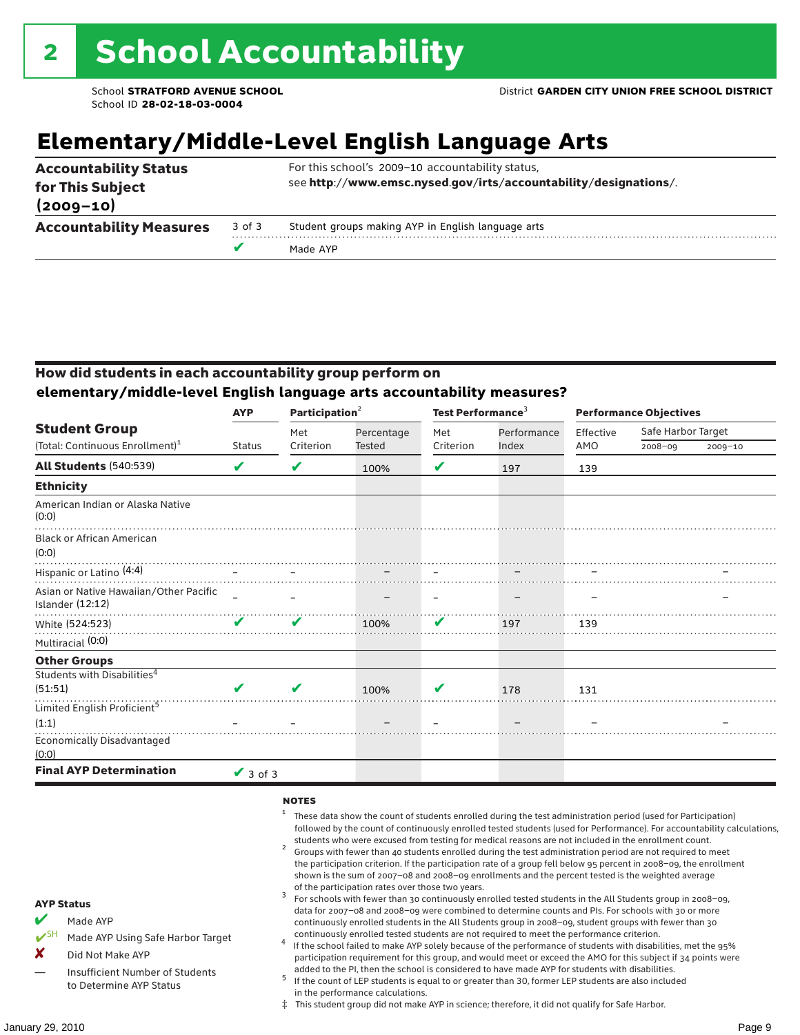# 2 School Accountability

School **STRATFORD AVENUE SCHOOL**
School ID **28-02-18-03-0004**

District **GARDEN CITY UNION FREE SCHOOL DISTRICT**

## Elementary/Middle-Level English Language Arts

| | | |
|---|---|---|
| **Accountability Status for This Subject (2009–10)** | | For this school's 2009–10 accountability status, see **http://www.emsc.nysed.gov/irts/accountability/designations/**. |
| **Accountability Measures** | 3 of 3 | Student groups making AYP in English language arts |
| | ✔ | Made AYP |

### How did students in each accountability group perform on elementary/middle-level English language arts accountability measures?

| Student Group (Total: Continuous Enrollment)[1] | AYP Status | Participation[2] Met Criterion | Participation[2] Percentage Tested | Test Performance[3] Met Criterion | Test Performance[3] Performance Index | Performance Objectives Effective AMO | Safe Harbor Target 2008–09 | Safe Harbor Target 2009–10 |
|---|---|---|---|---|---|---|---|---|
| **All Students** (540:539) | ✔ | ✔ | 100% | ✔ | 197 | 139 | | |
| **Ethnicity** | | | | | | | | |
| American Indian or Alaska Native (0:0) | | | | | | | | |
| Black or African American (0:0) | | | | | | | | |
| Hispanic or Latino (4:4) | – | – | – | – | – | – | | – |
| Asian or Native Hawaiian/Other Pacific Islander (12:12) | – | – | – | – | – | – | | – |
| White (524:523) | ✔ | ✔ | 100% | ✔ | 197 | 139 | | |
| Multiracial (0:0) | | | | | | | | |
| **Other Groups** | | | | | | | | |
| Students with Disabilities[4] (51:51) | ✔ | ✔ | 100% | ✔ | 178 | 131 | | |
| Limited English Proficient[5] (1:1) | – | – | – | – | – | – | | – |
| Economically Disadvantaged (0:0) | | | | | | | | |
| **Final AYP Determination** | ✔ 3 of 3 | | | | | | | |

**AYP Status**

- ✔ Made AYP
- ✔SH Made AYP Using Safe Harbor Target
- ✘ Did Not Make AYP
- — Insufficient Number of Students to Determine AYP Status

**NOTES**

1. These data show the count of students enrolled during the test administration period (used for Participation) followed by the count of continuously enrolled tested students (used for Performance). For accountability calculations, students who were excused from testing for medical reasons are not included in the enrollment count.
2. Groups with fewer than 40 students enrolled during the test administration period are not required to meet the participation criterion. If the participation rate of a group fell below 95 percent in 2008–09, the enrollment shown is the sum of 2007–08 and 2008–09 enrollments and the percent tested is the weighted average of the participation rates over those two years.
3. For schools with fewer than 30 continuously enrolled tested students in the All Students group in 2008–09, data for 2007–08 and 2008–09 were combined to determine counts and PIs. For schools with 30 or more continuously enrolled students in the All Students group in 2008–09, student groups with fewer than 30 continuously enrolled tested students are not required to meet the performance criterion.
4. If the school failed to make AYP solely because of the performance of students with disabilities, met the 95% participation requirement for this group, and would meet or exceed the AMO for this subject if 34 points were added to the PI, then the school is considered to have made AYP for students with disabilities.
5. If the count of LEP students is equal to or greater than 30, former LEP students are also included in the performance calculations.

‡ This student group did not make AYP in science; therefore, it did not qualify for Safe Harbor.

January 29, 2010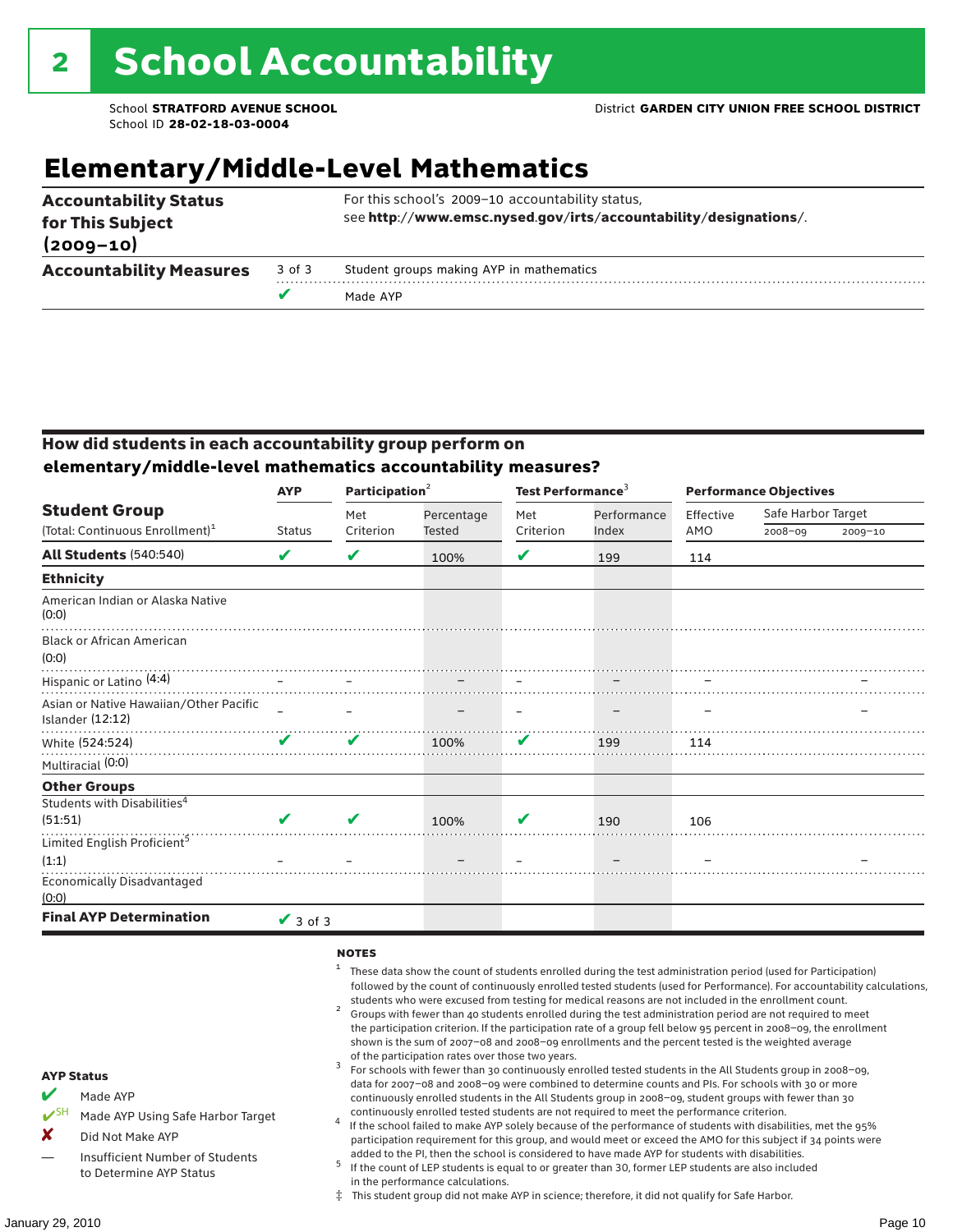# 2 School Accountability

School **STRATFORD AVENUE SCHOOL**
School ID **28-02-18-03-0004**

District **GARDEN CITY UNION FREE SCHOOL DISTRICT**

## Elementary/Middle-Level Mathematics

| | | |
|---|---|---|
| **Accountability Status for This Subject (2009–10)** | | For this school's 2009–10 accountability status, see **http://www.emsc.nysed.gov/irts/accountability/designations/**. |
| **Accountability Measures** | 3 of 3 | Student groups making AYP in mathematics |
| | ✔ | Made AYP |

### How did students in each accountability group perform on elementary/middle-level mathematics accountability measures?

| Student Group (Total: Continuous Enrollment)[1] | AYP Status | Participation[2] Met Criterion | Participation[2] Percentage Tested | Test Performance[3] Met Criterion | Test Performance[3] Performance Index | Performance Objectives Effective AMO | Safe Harbor Target 2008–09 | Safe Harbor Target 2009–10 |
|---|---|---|---|---|---|---|---|---|
| **All Students** (540:540) | ✔ | ✔ | 100% | ✔ | 199 | 114 | | |
| **Ethnicity** | | | | | | | | |
| American Indian or Alaska Native (0:0) | | | | | | | | |
| Black or African American (0:0) | | | | | | | | |
| Hispanic or Latino (4:4) | – | – | – | – | – | – | | – |
| Asian or Native Hawaiian/Other Pacific Islander (12:12) | – | – | – | – | – | – | | – |
| White (524:524) | ✔ | ✔ | 100% | ✔ | 199 | 114 | | |
| Multiracial (0:0) | | | | | | | | |
| **Other Groups** | | | | | | | | |
| Students with Disabilities[4] (51:51) | ✔ | ✔ | 100% | ✔ | 190 | 106 | | |
| Limited English Proficient[5] (1:1) | – | – | – | – | – | – | | – |
| Economically Disadvantaged (0:0) | | | | | | | | |
| **Final AYP Determination** | ✔ 3 of 3 | | | | | | | |

**AYP Status**

- ✔ Made AYP
- ✔SH Made AYP Using Safe Harbor Target
- ✘ Did Not Make AYP
- — Insufficient Number of Students to Determine AYP Status

**NOTES**

1. These data show the count of students enrolled during the test administration period (used for Participation) followed by the count of continuously enrolled tested students (used for Performance). For accountability calculations, students who were excused from testing for medical reasons are not included in the enrollment count.
2. Groups with fewer than 40 students enrolled during the test administration period are not required to meet the participation criterion. If the participation rate of a group fell below 95 percent in 2008–09, the enrollment shown is the sum of 2007–08 and 2008–09 enrollments and the percent tested is the weighted average of the participation rates over those two years.
3. For schools with fewer than 30 continuously enrolled tested students in the All Students group in 2008–09, data for 2007–08 and 2008–09 were combined to determine counts and PIs. For schools with 30 or more continuously enrolled students in the All Students group in 2008–09, student groups with fewer than 30 continuously enrolled tested students are not required to meet the performance criterion.
4. If the school failed to make AYP solely because of the performance of students with disabilities, met the 95% participation requirement for this group, and would meet or exceed the AMO for this subject if 34 points were added to the PI, then the school is considered to have made AYP for students with disabilities.
5. If the count of LEP students is equal to or greater than 30, former LEP students are also included in the performance calculations.

‡ This student group did not make AYP in science; therefore, it did not qualify for Safe Harbor.

January 29, 2010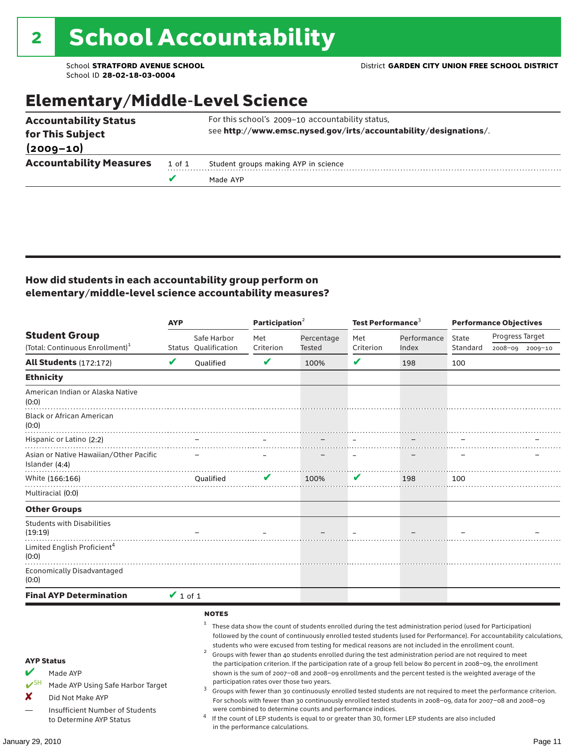# 2 School Accountability

School **STRATFORD AVENUE SCHOOL**
School ID **28-02-18-03-0004**

District **GARDEN CITY UNION FREE SCHOOL DISTRICT**

## Elementary/Middle-Level Science

| | | |
|---|---|---|
| **Accountability Status for This Subject (2009–10)** | | For this school's 2009–10 accountability status, see **http://www.emsc.nysed.gov/irts/accountability/designations/**. |
| **Accountability Measures** | 1 of 1 | Student groups making AYP in science |
| | ✔ | Made AYP |

### How did students in each accountability group perform on elementary/middle-level science accountability measures?

| Student Group (Total: Continuous Enrollment)[1] | AYP | | Participation[2] | | Test Performance[3] | | Performance Objectives | | |
|---|---|---|---|---|---|---|---|---|---|
| | Status | Safe Harbor Qualification | Met Criterion | Percentage Tested | Met Criterion | Performance Index | State Standard | Progress Target 2008–09 | Progress Target 2009–10 |
| **All Students** (172:172) | ✔ | Qualified | ✔ | 100% | ✔ | 198 | 100 | | |
| **Ethnicity** | | | | | | | | | |
| American Indian or Alaska Native (0:0) | | | | | | | | | |
| Black or African American (0:0) | | | | | | | | | |
| Hispanic or Latino (2:2) | | – | – | – | – | – | – | | – |
| Asian or Native Hawaiian/Other Pacific Islander (4:4) | | – | – | – | – | – | – | | – |
| White (166:166) | | Qualified | ✔ | 100% | ✔ | 198 | 100 | | |
| Multiracial (0:0) | | | | | | | | | |
| **Other Groups** | | | | | | | | | |
| Students with Disabilities (19:19) | | – | – | – | – | – | – | | – |
| Limited English Proficient[4] (0:0) | | | | | | | | | |
| Economically Disadvantaged (0:0) | | | | | | | | | |
| **Final AYP Determination** | ✔ 1 of 1 | | | | | | | | |

**AYP Status**

- ✔ Made AYP
- ✔SH Made AYP Using Safe Harbor Target
- ✘ Did Not Make AYP
- — Insufficient Number of Students to Determine AYP Status

**NOTES**

[1] These data show the count of students enrolled during the test administration period (used for Participation) followed by the count of continuously enrolled tested students (used for Performance). For accountability calculations, students who were excused from testing for medical reasons are not included in the enrollment count.

[2] Groups with fewer than 40 students enrolled during the test administration period are not required to meet the participation criterion. If the participation rate of a group fell below 80 percent in 2008–09, the enrollment shown is the sum of 2007–08 and 2008–09 enrollments and the percent tested is the weighted average of the participation rates over those two years.

[3] Groups with fewer than 30 continuously enrolled tested students are not required to meet the performance criterion. For schools with fewer than 30 continuously enrolled tested students in 2008–09, data for 2007–08 and 2008–09 were combined to determine counts and performance indices.

[4] If the count of LEP students is equal to or greater than 30, former LEP students are also included in the performance calculations.

January 29, 2010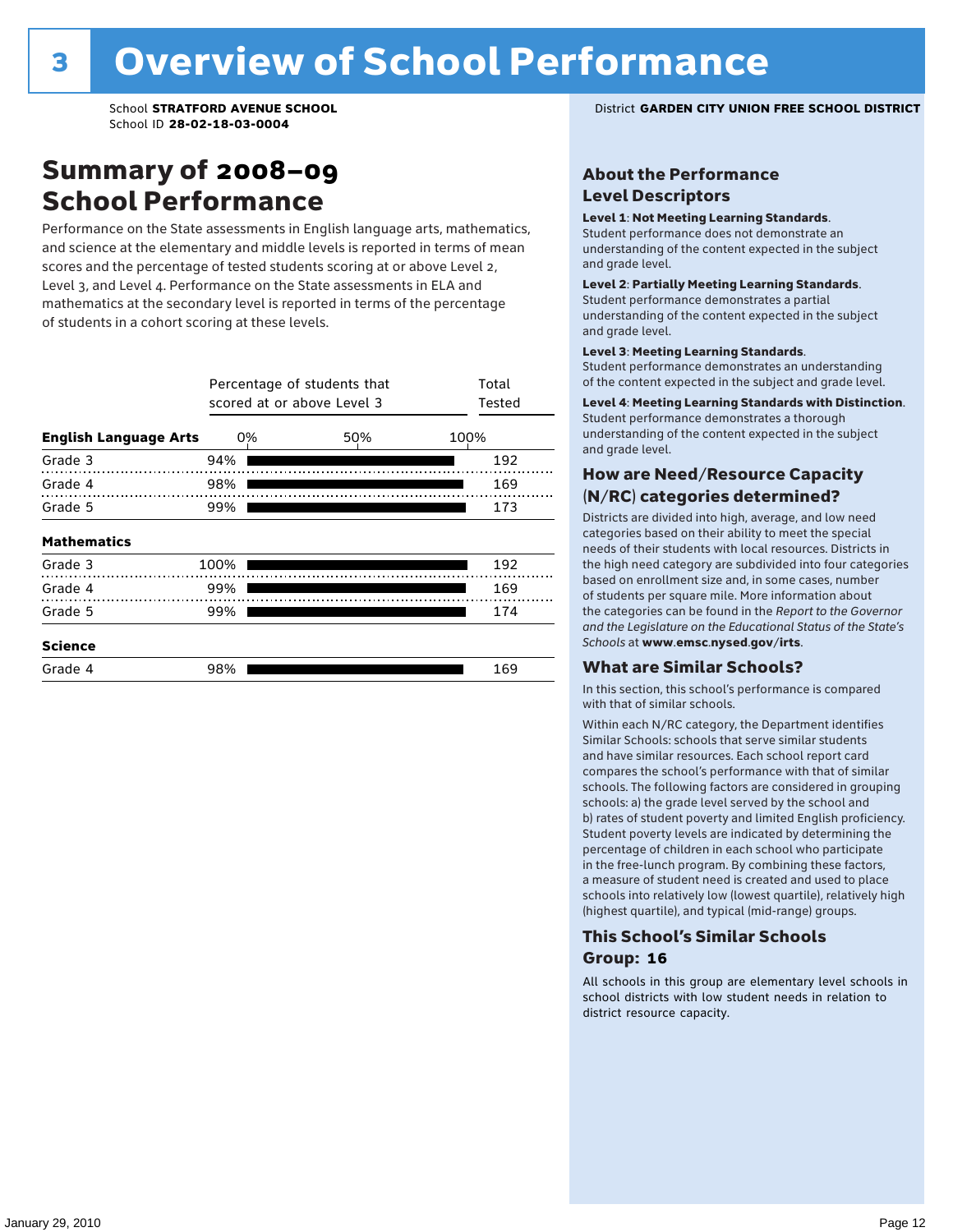# 3 Overview of School Performance

School **STRATFORD AVENUE SCHOOL**
School ID **28-02-18-03-0004**

District **GARDEN CITY UNION FREE SCHOOL DISTRICT**

## Summary of 2008–09 School Performance

Performance on the State assessments in English language arts, mathematics, and science at the elementary and middle levels is reported in terms of mean scores and the percentage of tested students scoring at or above Level 2, Level 3, and Level 4. Performance on the State assessments in ELA and mathematics at the secondary level is reported in terms of the percentage of students in a cohort scoring at these levels.

| | Percentage of students that scored at or above Level 3 | Total Tested |
|---|---|---|
| **English Language Arts** | | |
| Grade 3 | 94% | 192 |
| Grade 4 | 98% | 169 |
| Grade 5 | 99% | 173 |
| **Mathematics** | | |
| Grade 3 | 100% | 192 |
| Grade 4 | 99% | 169 |
| Grade 5 | 99% | 174 |
| **Science** | | |
| Grade 4 | 98% | 169 |

### About the Performance Level Descriptors

**Level 1**: **Not Meeting Learning Standards**. Student performance does not demonstrate an understanding of the content expected in the subject and grade level.

**Level 2**: **Partially Meeting Learning Standards**. Student performance demonstrates a partial understanding of the content expected in the subject and grade level.

**Level 3**: **Meeting Learning Standards**. Student performance demonstrates an understanding of the content expected in the subject and grade level.

**Level 4**: **Meeting Learning Standards with Distinction**. Student performance demonstrates a thorough understanding of the content expected in the subject and grade level.

### How are Need/Resource Capacity (N/RC) categories determined?

Districts are divided into high, average, and low need categories based on their ability to meet the special needs of their students with local resources. Districts in the high need category are subdivided into four categories based on enrollment size and, in some cases, number of students per square mile. More information about the categories can be found in the *Report to the Governor and the Legislature on the Educational Status of the State's Schools* at **www.emsc.nysed.gov/irts**.

### What are Similar Schools?

In this section, this school's performance is compared with that of similar schools.

Within each N/RC category, the Department identifies Similar Schools: schools that serve similar students and have similar resources. Each school report card compares the school's performance with that of similar schools. The following factors are considered in grouping schools: a) the grade level served by the school and b) rates of student poverty and limited English proficiency. Student poverty levels are indicated by determining the percentage of children in each school who participate in the free-lunch program. By combining these factors, a measure of student need is created and used to place schools into relatively low (lowest quartile), relatively high (highest quartile), and typical (mid-range) groups.

### This School's Similar Schools Group: 16

All schools in this group are elementary level schools in school districts with low student needs in relation to district resource capacity.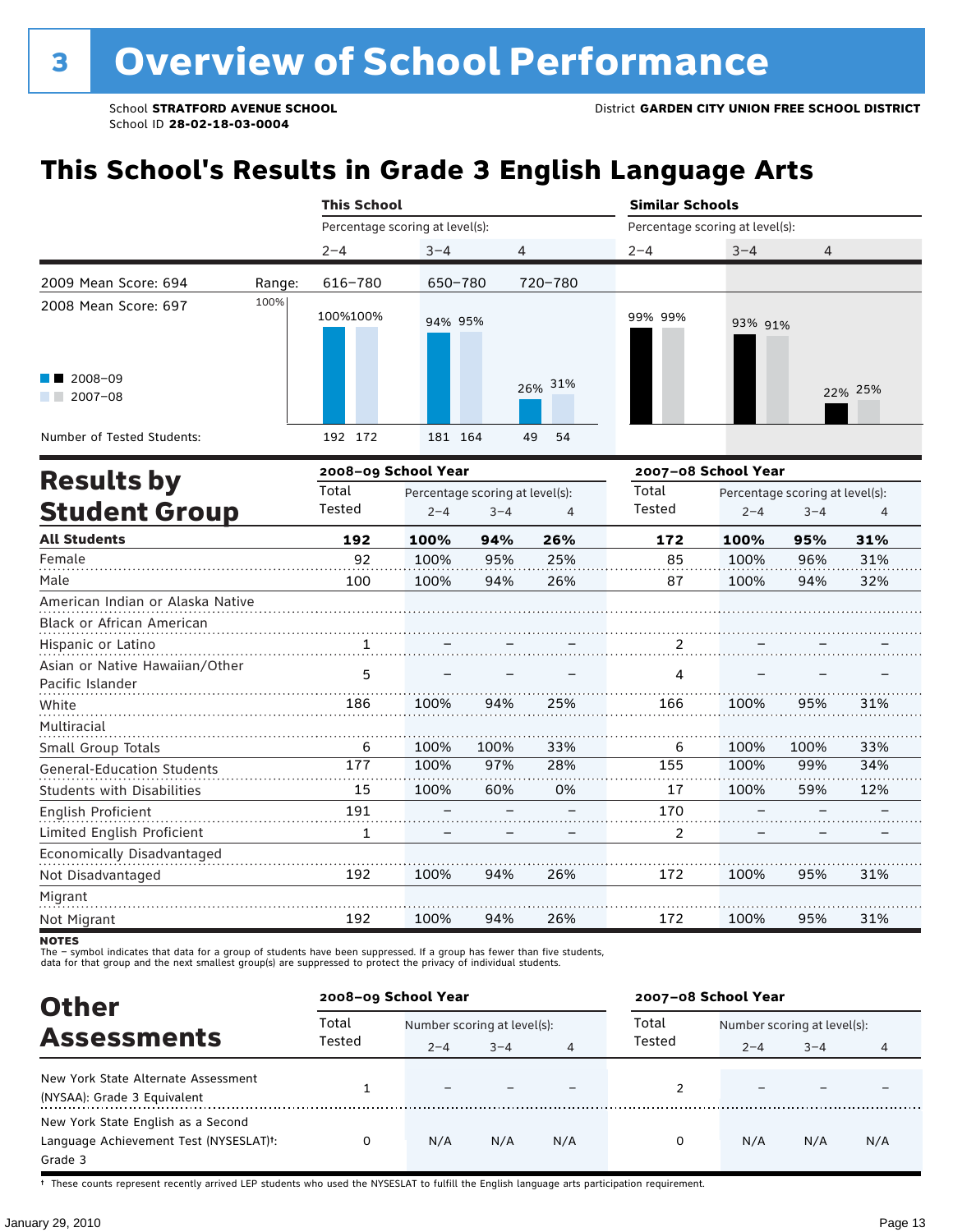# 3 Overview of School Performance

School **STRATFORD AVENUE SCHOOL**
School ID **28-02-18-03-0004**

District **GARDEN CITY UNION FREE SCHOOL DISTRICT**

## This School's Results in Grade 3 English Language Arts

| | | This School | | | | | | Similar Schools | | | | | |
|---|---|---|---|---|---|---|---|---|---|---|---|---|---|
| | | Percentage scoring at level(s): | | | | | | Percentage scoring at level(s): | | | | | |
| | | 2–4 | | 3–4 | | 4 | | 2–4 | | 3–4 | | 4 | |
| 2009 Mean Score: 694 | Range: | 616–780 | | 650–780 | | 720–780 | | | | | | | |
| 2008 Mean Score: 697 | | 2008–09 | 2007–08 | 2008–09 | 2007–08 | 2008–09 | 2007–08 | 2008–09 | 2007–08 | 2008–09 | 2007–08 | 2008–09 | 2007–08 |
| | | 100% | 100% | 94% | 95% | 26% | 31% | 99% | 99% | 93% | 91% | 22% | 25% |
| Number of Tested Students: | | 192 | 172 | 181 | 164 | 49 | 54 | | | | | | |

## Results by Student Group

| | 2008–09 Total Tested | 2008–09 % 2–4 | 2008–09 % 3–4 | 2008–09 % 4 | 2007–08 Total Tested | 2007–08 % 2–4 | 2007–08 % 3–4 | 2007–08 % 4 |
|---|---|---|---|---|---|---|---|---|
| **All Students** | **192** | **100%** | **94%** | **26%** | **172** | **100%** | **95%** | **31%** |
| Female | 92 | 100% | 95% | 25% | 85 | 100% | 96% | 31% |
| Male | 100 | 100% | 94% | 26% | 87 | 100% | 94% | 32% |
| American Indian or Alaska Native | | | | | | | | |
| Black or African American | | | | | | | | |
| Hispanic or Latino | 1 | – | – | – | 2 | – | – | – |
| Asian or Native Hawaiian/Other Pacific Islander | 5 | – | – | – | 4 | – | – | – |
| White | 186 | 100% | 94% | 25% | 166 | 100% | 95% | 31% |
| Multiracial | | | | | | | | |
| Small Group Totals | 6 | 100% | 100% | 33% | 6 | 100% | 100% | 33% |
| General-Education Students | 177 | 100% | 97% | 28% | 155 | 100% | 99% | 34% |
| Students with Disabilities | 15 | 100% | 60% | 0% | 17 | 100% | 59% | 12% |
| English Proficient | 191 | – | – | – | 170 | – | – | – |
| Limited English Proficient | 1 | – | – | – | 2 | – | – | – |
| Economically Disadvantaged | | | | | | | | |
| Not Disadvantaged | 192 | 100% | 94% | 26% | 172 | 100% | 95% | 31% |
| Migrant | | | | | | | | |
| Not Migrant | 192 | 100% | 94% | 26% | 172 | 100% | 95% | 31% |

**NOTES**
The – symbol indicates that data for a group of students have been suppressed. If a group has fewer than five students, data for that group and the next smallest group(s) are suppressed to protect the privacy of individual students.

## Other Assessments

| | 2008–09 Total Tested | 2008–09 Number 2–4 | 2008–09 Number 3–4 | 2008–09 Number 4 | 2007–08 Total Tested | 2007–08 Number 2–4 | 2007–08 Number 3–4 | 2007–08 Number 4 |
|---|---|---|---|---|---|---|---|---|
| New York State Alternate Assessment (NYSAA): Grade 3 Equivalent | 1 | – | – | – | 2 | – | – | – |
| New York State English as a Second Language Achievement Test (NYSESLAT)†: Grade 3 | 0 | N/A | N/A | N/A | 0 | N/A | N/A | N/A |

† These counts represent recently arrived LEP students who used the NYSESLAT to fulfill the English language arts participation requirement.

January 29, 2010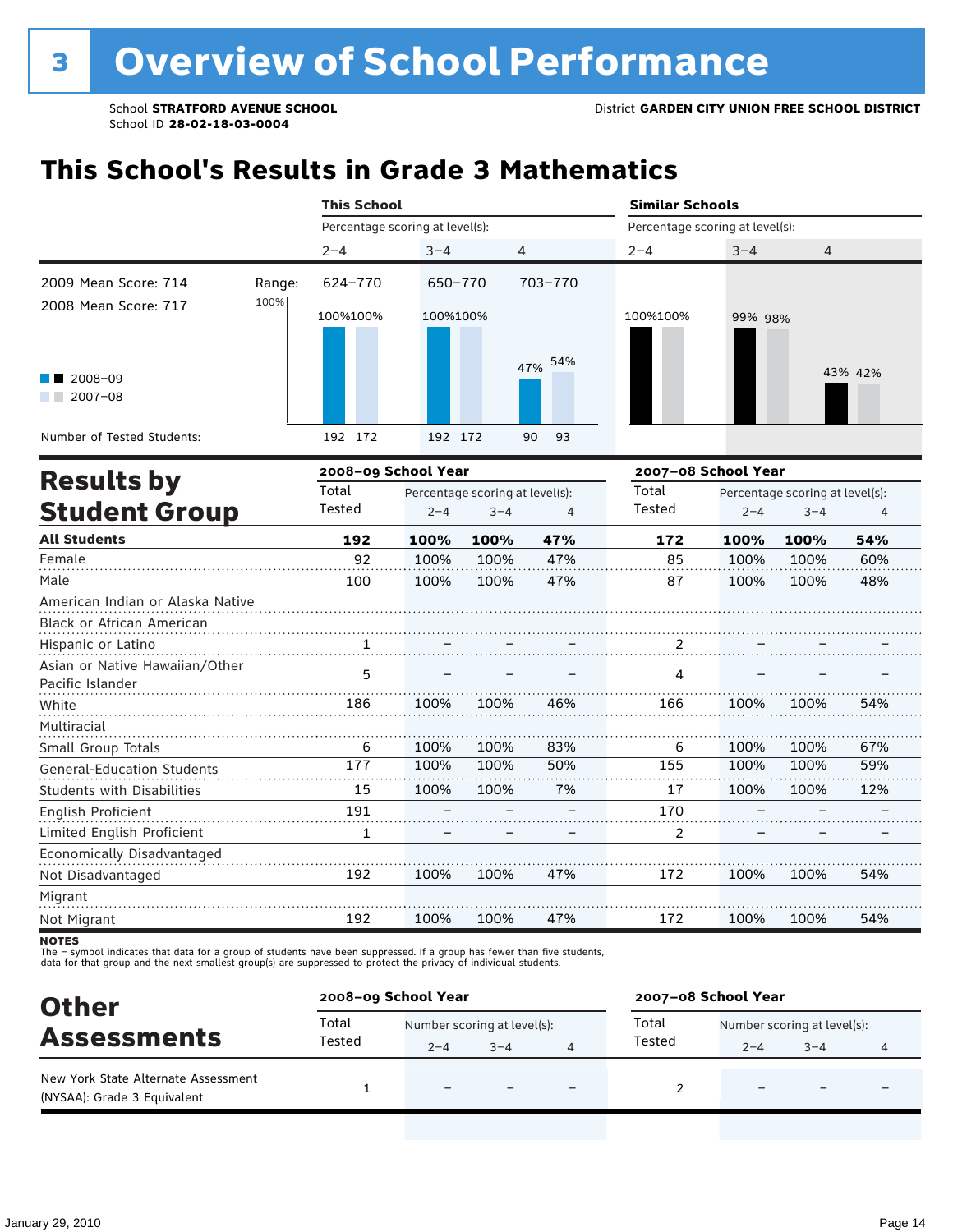# 3 Overview of School Performance

School **STRATFORD AVENUE SCHOOL**
School ID **28-02-18-03-0004**

District **GARDEN CITY UNION FREE SCHOOL DISTRICT**

## This School's Results in Grade 3 Mathematics

| | | This School | | | Similar Schools | | |
|---|---|---|---|---|---|---|---|
| | | Percentage scoring at level(s): | | | Percentage scoring at level(s): | | |
| | | 2–4 | 3–4 | 4 | 2–4 | 3–4 | 4 |
| 2009 Mean Score: 714 | Range: | 624–770 | 650–770 | 703–770 | | | |
| 2008 Mean Score: 717 | 2008–09 | 100% | 100% | 47% | 100% | 99% | 43% |
| | 2007–08 | 100% | 100% | 54% | 100% | 98% | 42% |
| Number of Tested Students: | 2008–09 | 192 | 192 | 90 | | | |
| | 2007–08 | 172 | 172 | 93 | | | |

## Results by Student Group

| | 2008–09 School Year | | | | 2007–08 School Year | | | |
|---|---|---|---|---|---|---|---|---|
| | Total Tested | Percentage scoring at level(s): 2–4 | 3–4 | 4 | Total Tested | Percentage scoring at level(s): 2–4 | 3–4 | 4 |
| **All Students** | **192** | **100%** | **100%** | **47%** | **172** | **100%** | **100%** | **54%** |
| Female | 92 | 100% | 100% | 47% | 85 | 100% | 100% | 60% |
| Male | 100 | 100% | 100% | 47% | 87 | 100% | 100% | 48% |
| American Indian or Alaska Native | | | | | | | | |
| Black or African American | | | | | | | | |
| Hispanic or Latino | 1 | – | – | – | 2 | – | – | – |
| Asian or Native Hawaiian/Other Pacific Islander | 5 | – | – | – | 4 | – | – | – |
| White | 186 | 100% | 100% | 46% | 166 | 100% | 100% | 54% |
| Multiracial | | | | | | | | |
| Small Group Totals | 6 | 100% | 100% | 83% | 6 | 100% | 100% | 67% |
| General-Education Students | 177 | 100% | 100% | 50% | 155 | 100% | 100% | 59% |
| Students with Disabilities | 15 | 100% | 100% | 7% | 17 | 100% | 100% | 12% |
| English Proficient | 191 | – | – | – | 170 | – | – | – |
| Limited English Proficient | 1 | – | – | – | 2 | – | – | – |
| Economically Disadvantaged | | | | | | | | |
| Not Disadvantaged | 192 | 100% | 100% | 47% | 172 | 100% | 100% | 54% |
| Migrant | | | | | | | | |
| Not Migrant | 192 | 100% | 100% | 47% | 172 | 100% | 100% | 54% |

**NOTES**
The – symbol indicates that data for a group of students have been suppressed. If a group has fewer than five students, data for that group and the next smallest group(s) are suppressed to protect the privacy of individual students.

## Other Assessments

| | 2008–09 School Year | | | | 2007–08 School Year | | | |
|---|---|---|---|---|---|---|---|---|
| | Total Tested | Number scoring at level(s): 2–4 | 3–4 | 4 | Total Tested | Number scoring at level(s): 2–4 | 3–4 | 4 |
| New York State Alternate Assessment (NYSAA): Grade 3 Equivalent | 1 | – | – | – | 2 | – | – | – |

January 29, 2010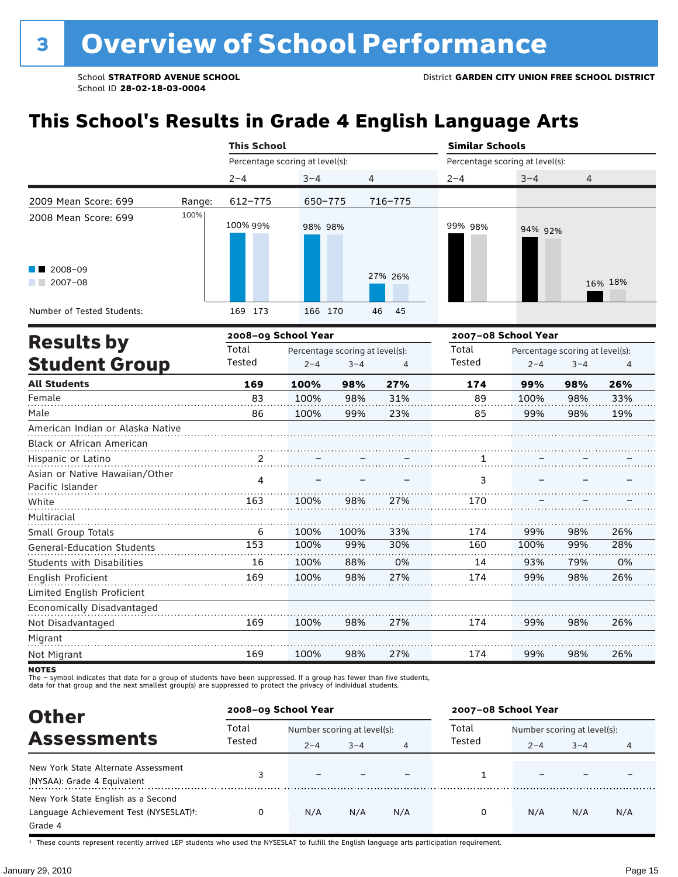# 3 Overview of School Performance

School **STRATFORD AVENUE SCHOOL**
School ID **28-02-18-03-0004**

District **GARDEN CITY UNION FREE SCHOOL DISTRICT**

## This School's Results in Grade 4 English Language Arts

| | | This School | | | Similar Schools | | |
|---|---|---|---|---|---|---|---|
| | | Percentage scoring at level(s): | | | Percentage scoring at level(s): | | |
| | | 2–4 | 3–4 | 4 | 2–4 | 3–4 | 4 |
| 2009 Mean Score: 699 | Range: | 612–775 | 650–775 | 716–775 | | | |
| 2008 Mean Score: 699 | 2008–09 | 100% | 98% | 27% | 99% | 94% | 16% |
| | 2007–08 | 99% | 98% | 26% | 98% | 92% | 18% |
| Number of Tested Students: | 2008–09 | 169 | 166 | 46 | | | |
| | 2007–08 | 173 | 170 | 45 | | | |

## Results by Student Group

| | 2008–09 School Year | | | | 2007–08 School Year | | | |
|---|---|---|---|---|---|---|---|---|
| | Total Tested | Percentage scoring at level(s): 2–4 | 3–4 | 4 | Total Tested | Percentage scoring at level(s): 2–4 | 3–4 | 4 |
| **All Students** | **169** | **100%** | **98%** | **27%** | **174** | **99%** | **98%** | **26%** |
| Female | 83 | 100% | 98% | 31% | 89 | 100% | 98% | 33% |
| Male | 86 | 100% | 99% | 23% | 85 | 99% | 98% | 19% |
| American Indian or Alaska Native | | | | | | | | |
| Black or African American | | | | | | | | |
| Hispanic or Latino | 2 | – | – | – | 1 | – | – | – |
| Asian or Native Hawaiian/Other Pacific Islander | 4 | – | – | – | 3 | – | – | – |
| White | 163 | 100% | 98% | 27% | 170 | – | – | – |
| Multiracial | | | | | | | | |
| Small Group Totals | 6 | 100% | 100% | 33% | 174 | 99% | 98% | 26% |
| General-Education Students | 153 | 100% | 99% | 30% | 160 | 100% | 99% | 28% |
| Students with Disabilities | 16 | 100% | 88% | 0% | 14 | 93% | 79% | 0% |
| English Proficient | 169 | 100% | 98% | 27% | 174 | 99% | 98% | 26% |
| Limited English Proficient | | | | | | | | |
| Economically Disadvantaged | | | | | | | | |
| Not Disadvantaged | 169 | 100% | 98% | 27% | 174 | 99% | 98% | 26% |
| Migrant | | | | | | | | |
| Not Migrant | 169 | 100% | 98% | 27% | 174 | 99% | 98% | 26% |

**NOTES**
The – symbol indicates that data for a group of students have been suppressed. If a group has fewer than five students, data for that group and the next smallest group(s) are suppressed to protect the privacy of individual students.

## Other Assessments

| | 2008–09 School Year | | | | 2007–08 School Year | | | |
|---|---|---|---|---|---|---|---|---|
| | Total Tested | Number scoring at level(s): 2–4 | 3–4 | 4 | Total Tested | Number scoring at level(s): 2–4 | 3–4 | 4 |
| New York State Alternate Assessment (NYSAA): Grade 4 Equivalent | 3 | – | – | – | 1 | – | – | – |
| New York State English as a Second Language Achievement Test (NYSESLAT)†: Grade 4 | 0 | N/A | N/A | N/A | 0 | N/A | N/A | N/A |

† These counts represent recently arrived LEP students who used the NYSESLAT to fulfill the English language arts participation requirement.

January 29, 2010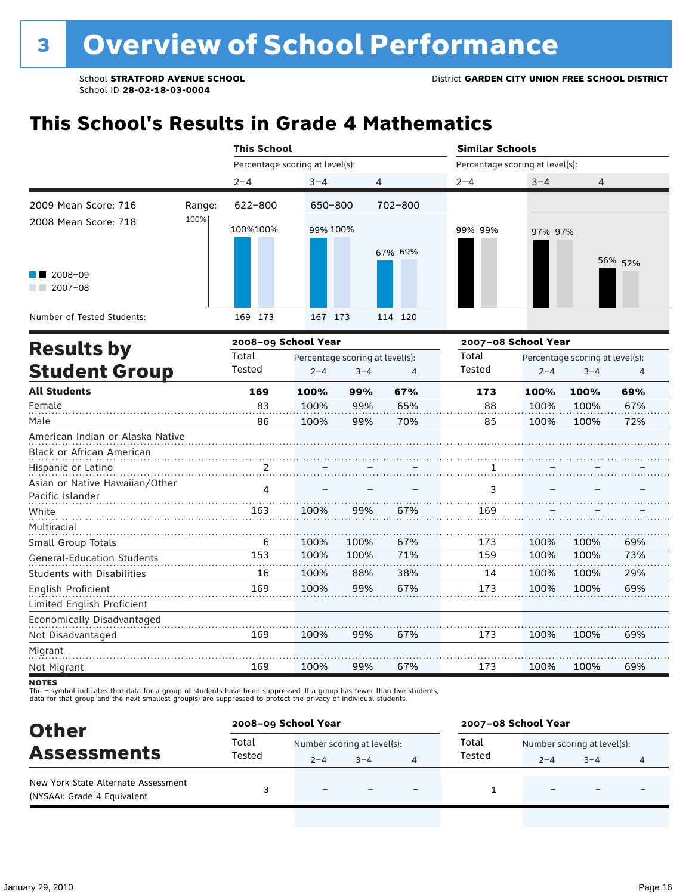# 3 Overview of School Performance

School **STRATFORD AVENUE SCHOOL**
School ID **28-02-18-03-0004**

District **GARDEN CITY UNION FREE SCHOOL DISTRICT**

## This School's Results in Grade 4 Mathematics

| | | This School | | | Similar Schools | | |
|---|---|---|---|---|---|---|---|
| | | Percentage scoring at level(s): | | | Percentage scoring at level(s): | | |
| | | 2–4 | 3–4 | 4 | 2–4 | 3–4 | 4 |
| 2009 Mean Score: 716 | Range: | 622–800 | 650–800 | 702–800 | | | |
| 2008 Mean Score: 718 | | | | | | | |
| 2008–09 | | 100% | 99% | 67% | 99% | 97% | 56% |
| 2007–08 | | 100% | 100% | 69% | 99% | 97% | 52% |
| Number of Tested Students: 2008–09 | | 169 | 167 | 114 | | | |
| Number of Tested Students: 2007–08 | | 173 | 173 | 120 | | | |

## Results by Student Group

| | 2008–09 School Year | | | | 2007–08 School Year | | | |
|---|---|---|---|---|---|---|---|---|
| | Total Tested | Percentage scoring at level(s): 2–4 | 3–4 | 4 | Total Tested | Percentage scoring at level(s): 2–4 | 3–4 | 4 |
| **All Students** | **169** | **100%** | **99%** | **67%** | **173** | **100%** | **100%** | **69%** |
| Female | 83 | 100% | 99% | 65% | 88 | 100% | 100% | 67% |
| Male | 86 | 100% | 99% | 70% | 85 | 100% | 100% | 72% |
| American Indian or Alaska Native | | | | | | | | |
| Black or African American | | | | | | | | |
| Hispanic or Latino | 2 | – | – | – | 1 | – | – | – |
| Asian or Native Hawaiian/Other Pacific Islander | 4 | – | – | – | 3 | – | – | – |
| White | 163 | 100% | 99% | 67% | 169 | – | – | – |
| Multiracial | | | | | | | | |
| Small Group Totals | 6 | 100% | 100% | 67% | 173 | 100% | 100% | 69% |
| General-Education Students | 153 | 100% | 100% | 71% | 159 | 100% | 100% | 73% |
| Students with Disabilities | 16 | 100% | 88% | 38% | 14 | 100% | 100% | 29% |
| English Proficient | 169 | 100% | 99% | 67% | 173 | 100% | 100% | 69% |
| Limited English Proficient | | | | | | | | |
| Economically Disadvantaged | | | | | | | | |
| Not Disadvantaged | 169 | 100% | 99% | 67% | 173 | 100% | 100% | 69% |
| Migrant | | | | | | | | |
| Not Migrant | 169 | 100% | 99% | 67% | 173 | 100% | 100% | 69% |

**NOTES**
The – symbol indicates that data for a group of students have been suppressed. If a group has fewer than five students, data for that group and the next smallest group(s) are suppressed to protect the privacy of individual students.

## Other Assessments

| | 2008–09 School Year | | | | 2007–08 School Year | | | |
|---|---|---|---|---|---|---|---|---|
| | Total Tested | Number scoring at level(s): 2–4 | 3–4 | 4 | Total Tested | Number scoring at level(s): 2–4 | 3–4 | 4 |
| New York State Alternate Assessment (NYSAA): Grade 4 Equivalent | 3 | – | – | – | 1 | – | – | – |

January 29, 2010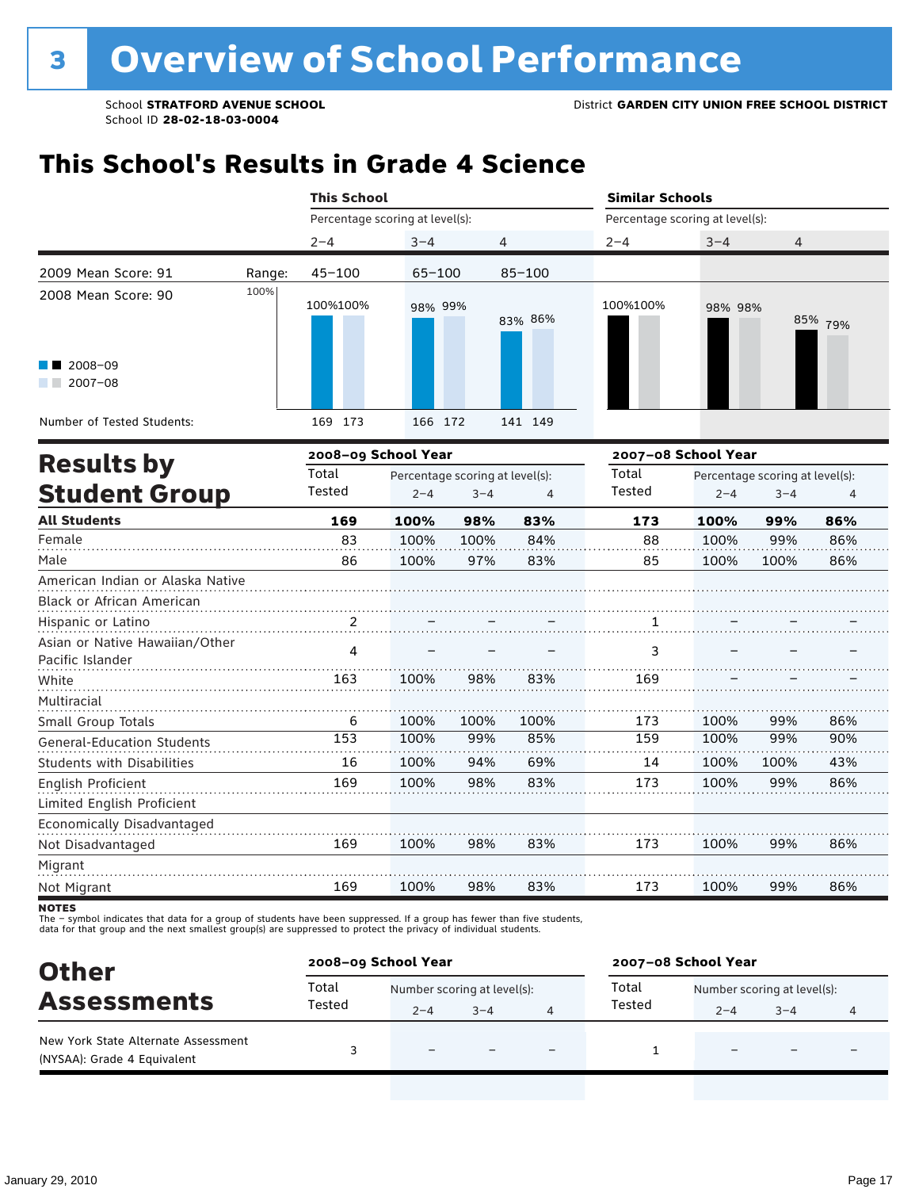# 3 Overview of School Performance

School **STRATFORD AVENUE SCHOOL**
School ID **28-02-18-03-0004**

District **GARDEN CITY UNION FREE SCHOOL DISTRICT**

## This School's Results in Grade 4 Science

| | | This School | | | Similar Schools | | |
|---|---|---|---|---|---|---|---|
| | | Percentage scoring at level(s): | | | Percentage scoring at level(s): | | |
| | | 2–4 | 3–4 | 4 | 2–4 | 3–4 | 4 |
| 2009 Mean Score: 91 | Range: | 45–100 | 65–100 | 85–100 | | | |
| 2008 Mean Score: 90 | 2008–09 | 100% | 98% | 83% | 100% | 98% | 85% |
| | 2007–08 | 100% | 99% | 86% | 100% | 98% | 79% |
| Number of Tested Students: | 2008–09 | 169 | 166 | 141 | | | |
| | 2007–08 | 173 | 172 | 149 | | | |

## Results by Student Group

| | 2008–09 School Year | | | | 2007–08 School Year | | | |
|---|---|---|---|---|---|---|---|---|
| | Total Tested | Percentage scoring at level(s): 2–4 | 3–4 | 4 | Total Tested | Percentage scoring at level(s): 2–4 | 3–4 | 4 |
| **All Students** | **169** | **100%** | **98%** | **83%** | **173** | **100%** | **99%** | **86%** |
| Female | 83 | 100% | 100% | 84% | 88 | 100% | 99% | 86% |
| Male | 86 | 100% | 97% | 83% | 85 | 100% | 100% | 86% |
| American Indian or Alaska Native | | | | | | | | |
| Black or African American | | | | | | | | |
| Hispanic or Latino | 2 | – | – | – | 1 | – | – | – |
| Asian or Native Hawaiian/Other Pacific Islander | 4 | – | – | – | 3 | – | – | – |
| White | 163 | 100% | 98% | 83% | 169 | – | – | – |
| Multiracial | | | | | | | | |
| Small Group Totals | 6 | 100% | 100% | 100% | 173 | 100% | 99% | 86% |
| General-Education Students | 153 | 100% | 99% | 85% | 159 | 100% | 99% | 90% |
| Students with Disabilities | 16 | 100% | 94% | 69% | 14 | 100% | 100% | 43% |
| English Proficient | 169 | 100% | 98% | 83% | 173 | 100% | 99% | 86% |
| Limited English Proficient | | | | | | | | |
| Economically Disadvantaged | | | | | | | | |
| Not Disadvantaged | 169 | 100% | 98% | 83% | 173 | 100% | 99% | 86% |
| Migrant | | | | | | | | |
| Not Migrant | 169 | 100% | 98% | 83% | 173 | 100% | 99% | 86% |

**NOTES**
The – symbol indicates that data for a group of students have been suppressed. If a group has fewer than five students, data for that group and the next smallest group(s) are suppressed to protect the privacy of individual students.

## Other Assessments

| | 2008–09 School Year | | | | 2007–08 School Year | | | |
|---|---|---|---|---|---|---|---|---|
| | Total Tested | Number scoring at level(s): 2–4 | 3–4 | 4 | Total Tested | Number scoring at level(s): 2–4 | 3–4 | 4 |
| New York State Alternate Assessment (NYSAA): Grade 4 Equivalent | 3 | – | – | – | 1 | – | – | – |

January 29, 2010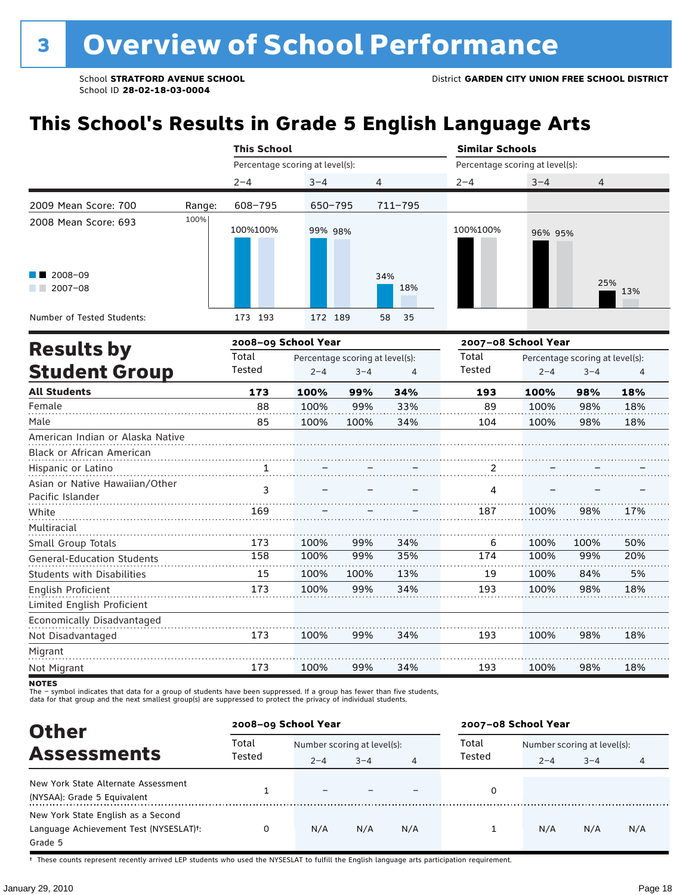# 3 Overview of School Performance

School **STRATFORD AVENUE SCHOOL**
School ID **28-02-18-03-0004**

District **GARDEN CITY UNION FREE SCHOOL DISTRICT**

## This School's Results in Grade 5 English Language Arts

| | | This School | | | Similar Schools | | |
|---|---|---|---|---|---|---|---|
| | | Percentage scoring at level(s): | | | Percentage scoring at level(s): | | |
| | | 2–4 | 3–4 | 4 | 2–4 | 3–4 | 4 |
| 2009 Mean Score: 700 | Range: | 608–795 | 650–795 | 711–795 | | | |
| 2008 Mean Score: 693 | | | | | | | |
| 2008–09 | | 100% | 99% | 34% | 100% | 96% | 25% |
| 2007–08 | | 100% | 98% | 18% | 100% | 95% | 13% |
| Number of Tested Students: 2008–09 | | 173 | 172 | 58 | | | |
| Number of Tested Students: 2007–08 | | 193 | 189 | 35 | | | |

## Results by Student Group

| | 2008–09 School Year | | | | 2007–08 School Year | | | |
|---|---|---|---|---|---|---|---|---|
| | Total Tested | Percentage scoring at level(s): 2–4 | 3–4 | 4 | Total Tested | Percentage scoring at level(s): 2–4 | 3–4 | 4 |
| **All Students** | **173** | **100%** | **99%** | **34%** | **193** | **100%** | **98%** | **18%** |
| Female | 88 | 100% | 99% | 33% | 89 | 100% | 98% | 18% |
| Male | 85 | 100% | 100% | 34% | 104 | 100% | 98% | 18% |
| American Indian or Alaska Native | | | | | | | | |
| Black or African American | | | | | | | | |
| Hispanic or Latino | 1 | – | – | – | 2 | – | – | – |
| Asian or Native Hawaiian/Other Pacific Islander | 3 | – | – | – | 4 | – | – | – |
| White | 169 | – | – | – | 187 | 100% | 98% | 17% |
| Multiracial | | | | | | | | |
| Small Group Totals | 173 | 100% | 99% | 34% | 6 | 100% | 100% | 50% |
| General-Education Students | 158 | 100% | 99% | 35% | 174 | 100% | 99% | 20% |
| Students with Disabilities | 15 | 100% | 100% | 13% | 19 | 100% | 84% | 5% |
| English Proficient | 173 | 100% | 99% | 34% | 193 | 100% | 98% | 18% |
| Limited English Proficient | | | | | | | | |
| Economically Disadvantaged | | | | | | | | |
| Not Disadvantaged | 173 | 100% | 99% | 34% | 193 | 100% | 98% | 18% |
| Migrant | | | | | | | | |
| Not Migrant | 173 | 100% | 99% | 34% | 193 | 100% | 98% | 18% |

**NOTES**
The – symbol indicates that data for a group of students have been suppressed. If a group has fewer than five students, data for that group and the next smallest group(s) are suppressed to protect the privacy of individual students.

## Other Assessments

| | 2008–09 School Year | | | | 2007–08 School Year | | | |
|---|---|---|---|---|---|---|---|---|
| | Total Tested | Number scoring at level(s): 2–4 | 3–4 | 4 | Total Tested | Number scoring at level(s): 2–4 | 3–4 | 4 |
| New York State Alternate Assessment (NYSAA): Grade 5 Equivalent | 1 | – | – | – | 0 | | | |
| New York State English as a Second Language Achievement Test (NYSESLAT)†: Grade 5 | 0 | N/A | N/A | N/A | 1 | N/A | N/A | N/A |

† These counts represent recently arrived LEP students who used the NYSESLAT to fulfill the English language arts participation requirement.

January 29, 2010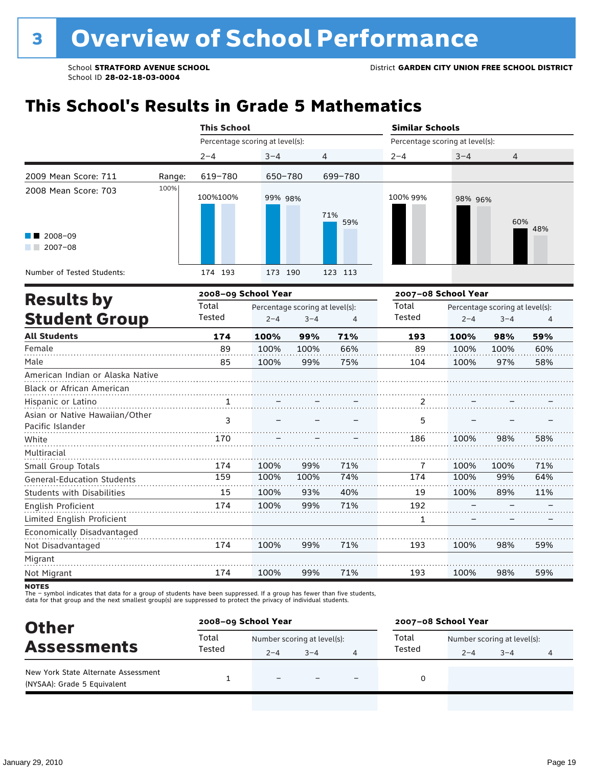# 3 Overview of School Performance

School **STRATFORD AVENUE SCHOOL**
School ID **28-02-18-03-0004**

District **GARDEN CITY UNION FREE SCHOOL DISTRICT**

## This School's Results in Grade 5 Mathematics

This School

Percentage scoring at level(s):

2–4 3–4 4

Similar Schools

Percentage scoring at level(s):

2–4 3–4 4

2009 Mean Score: 711

Range: 619–780 650–780 699–780

2008 Mean Score: 703

100%

100% 100% 99% 98% 71% 59%

100% 99% 98% 96% 60% 48%

2008–09
2007–08

Number of Tested Students: 174 193 173 190 123 113

## Results by Student Group

| | 2008–09 School Year | | | | 2007–08 School Year | | | |
|---|---|---|---|---|---|---|---|---|
| | Total Tested | Percentage scoring at level(s): 2–4 | 3–4 | 4 | Total Tested | Percentage scoring at level(s): 2–4 | 3–4 | 4 |
| **All Students** | **174** | **100%** | **99%** | **71%** | **193** | **100%** | **98%** | **59%** |
| Female | 89 | 100% | 100% | 66% | 89 | 100% | 100% | 60% |
| Male | 85 | 100% | 99% | 75% | 104 | 100% | 97% | 58% |
| American Indian or Alaska Native | | | | | | | | |
| Black or African American | | | | | | | | |
| Hispanic or Latino | 1 | – | – | – | 2 | – | – | – |
| Asian or Native Hawaiian/Other Pacific Islander | 3 | – | – | – | 5 | – | – | – |
| White | 170 | – | – | – | 186 | 100% | 98% | 58% |
| Multiracial | | | | | | | | |
| Small Group Totals | 174 | 100% | 99% | 71% | 7 | 100% | 100% | 71% |
| General-Education Students | 159 | 100% | 100% | 74% | 174 | 100% | 99% | 64% |
| Students with Disabilities | 15 | 100% | 93% | 40% | 19 | 100% | 89% | 11% |
| English Proficient | 174 | 100% | 99% | 71% | 192 | – | – | – |
| Limited English Proficient | | | | | 1 | – | – | – |
| Economically Disadvantaged | | | | | | | | |
| Not Disadvantaged | 174 | 100% | 99% | 71% | 193 | 100% | 98% | 59% |
| Migrant | | | | | | | | |
| Not Migrant | 174 | 100% | 99% | 71% | 193 | 100% | 98% | 59% |

**NOTES**
The – symbol indicates that data for a group of students have been suppressed. If a group has fewer than five students, data for that group and the next smallest group(s) are suppressed to protect the privacy of individual students.

## Other Assessments

| | 2008–09 School Year | | | | 2007–08 School Year | | | |
|---|---|---|---|---|---|---|---|---|
| | Total Tested | Number scoring at level(s): 2–4 | 3–4 | 4 | Total Tested | Number scoring at level(s): 2–4 | 3–4 | 4 |
| New York State Alternate Assessment (NYSAA): Grade 5 Equivalent | 1 | – | – | – | 0 | | | |

January 29, 2010